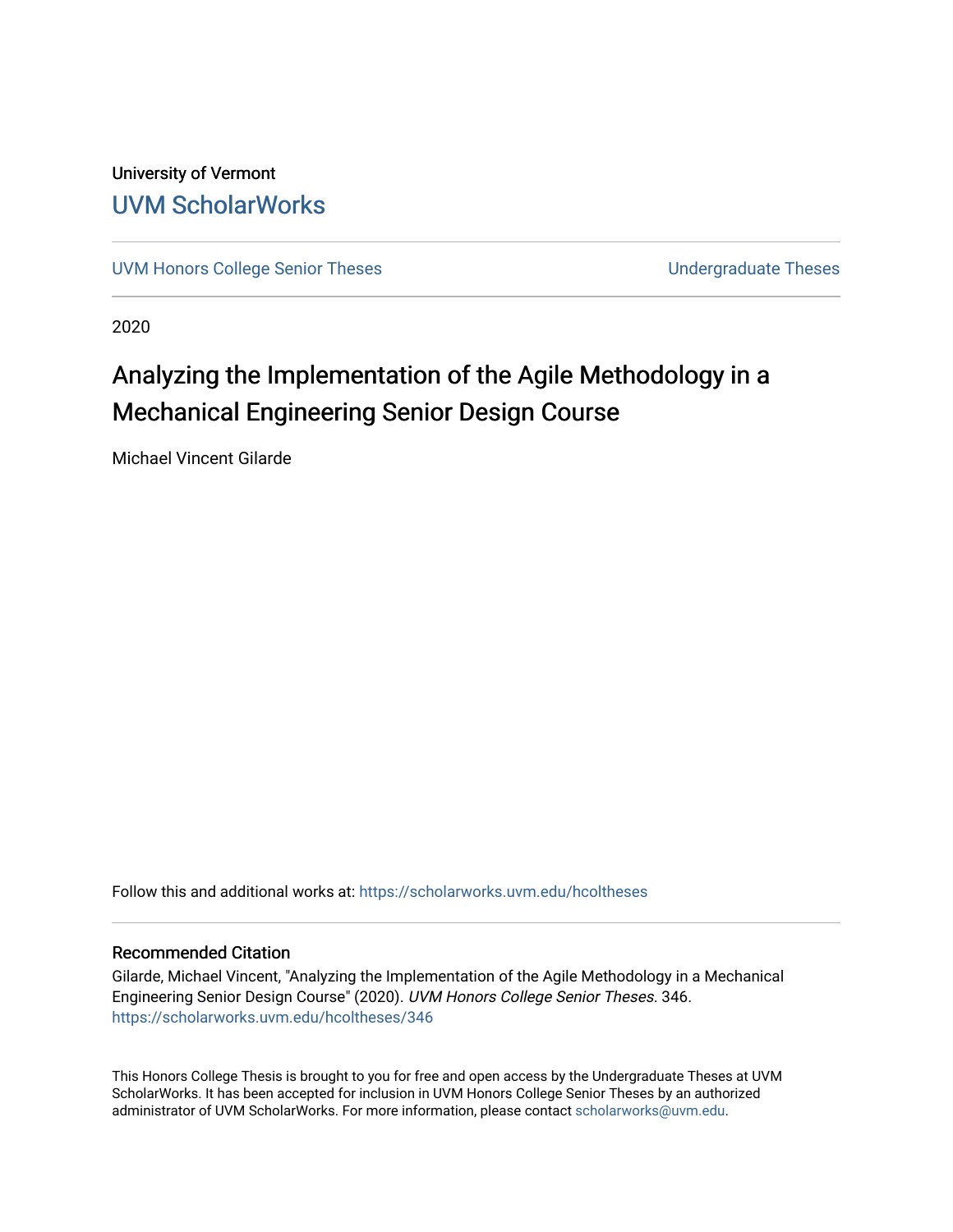University of Vermont

UVM ScholarWorks

UVM Honors College Senior Theses | Undergraduate Theses

2020

# Analyzing the Implementation of the Agile Methodology in a Mechanical Engineering Senior Design Course

Michael Vincent Gilarde

Follow this and additional works at: https://scholarworks.uvm.edu/hcoltheses

## Recommended Citation

Gilarde, Michael Vincent, "Analyzing the Implementation of the Agile Methodology in a Mechanical Engineering Senior Design Course" (2020). *UVM Honors College Senior Theses*. 346.
https://scholarworks.uvm.edu/hcoltheses/346

This Honors College Thesis is brought to you for free and open access by the Undergraduate Theses at UVM ScholarWorks. It has been accepted for inclusion in UVM Honors College Senior Theses by an authorized administrator of UVM ScholarWorks. For more information, please contact scholarworks@uvm.edu.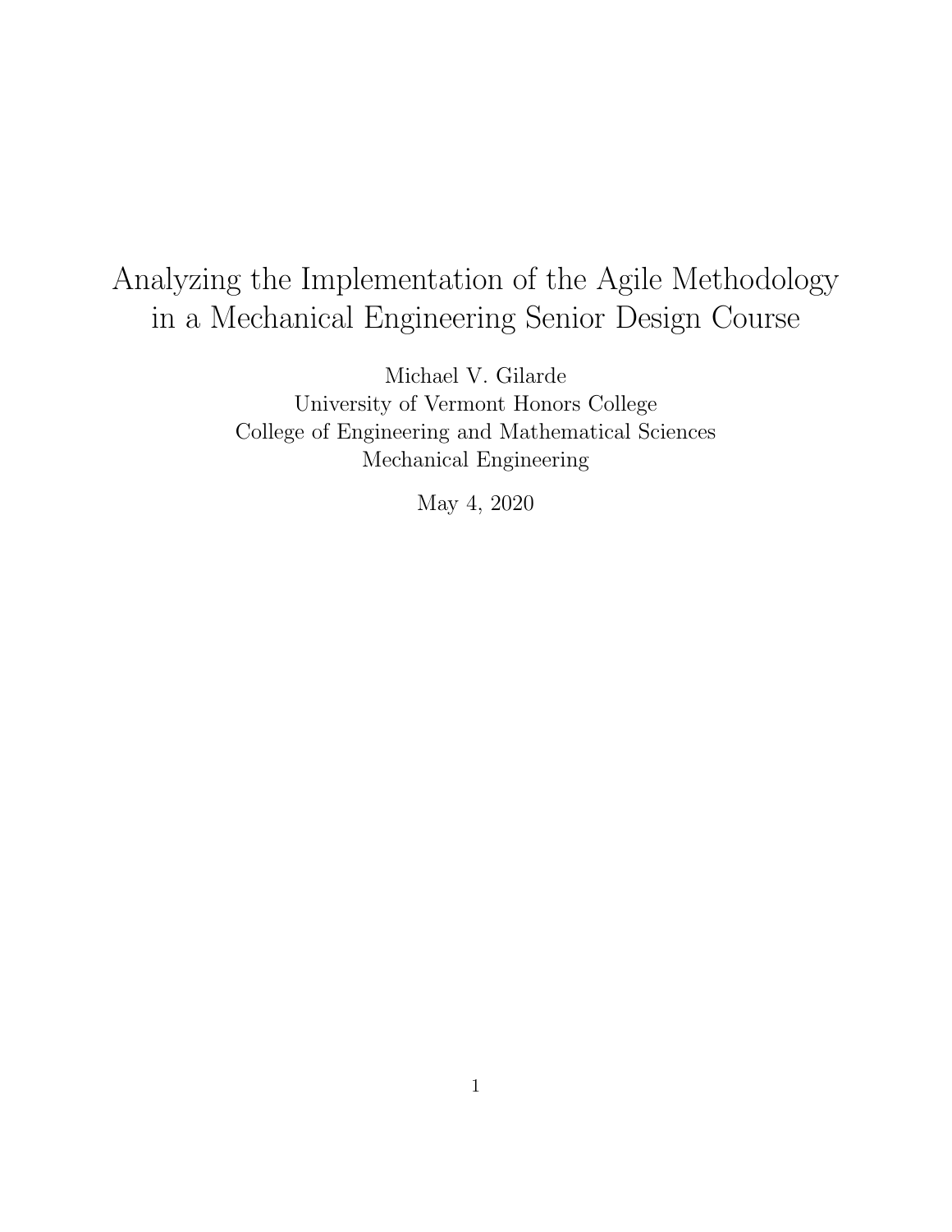# Analyzing the Implementation of the Agile Methodology in a Mechanical Engineering Senior Design Course

Michael V. Gilarde
University of Vermont Honors College
College of Engineering and Mathematical Sciences
Mechanical Engineering

May 4, 2020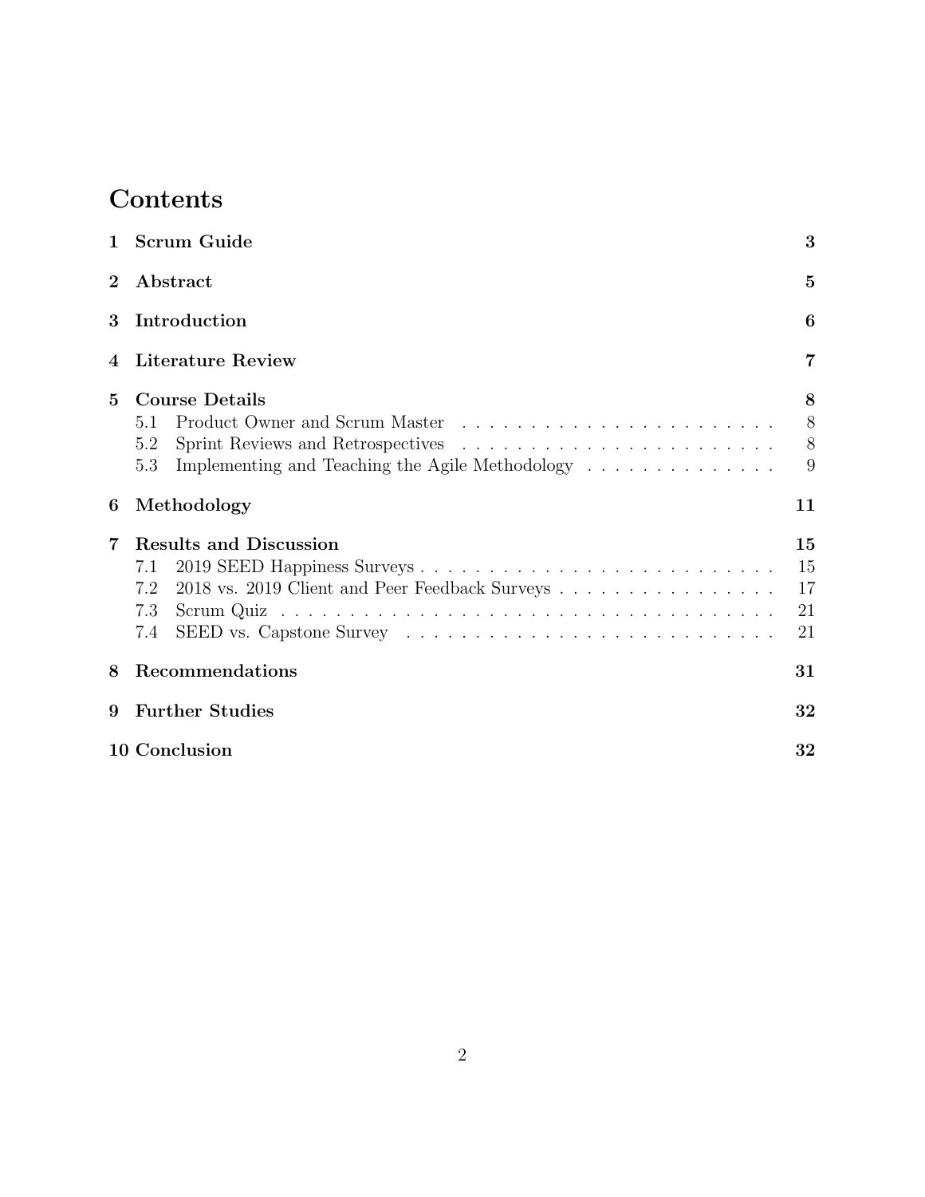# Contents

| | | |
|---|---|---|
| **1** | **Scrum Guide** | **3** |
| **2** | **Abstract** | **5** |
| **3** | **Introduction** | **6** |
| **4** | **Literature Review** | **7** |
| **5** | **Course Details** | **8** |
| | 5.1 Product Owner and Scrum Master | 8 |
| | 5.2 Sprint Reviews and Retrospectives | 8 |
| | 5.3 Implementing and Teaching the Agile Methodology | 9 |
| **6** | **Methodology** | **11** |
| **7** | **Results and Discussion** | **15** |
| | 7.1 2019 SEED Happiness Surveys | 15 |
| | 7.2 2018 vs. 2019 Client and Peer Feedback Surveys | 17 |
| | 7.3 Scrum Quiz | 21 |
| | 7.4 SEED vs. Capstone Survey | 21 |
| **8** | **Recommendations** | **31** |
| **9** | **Further Studies** | **32** |
| **10** | **Conclusion** | **32** |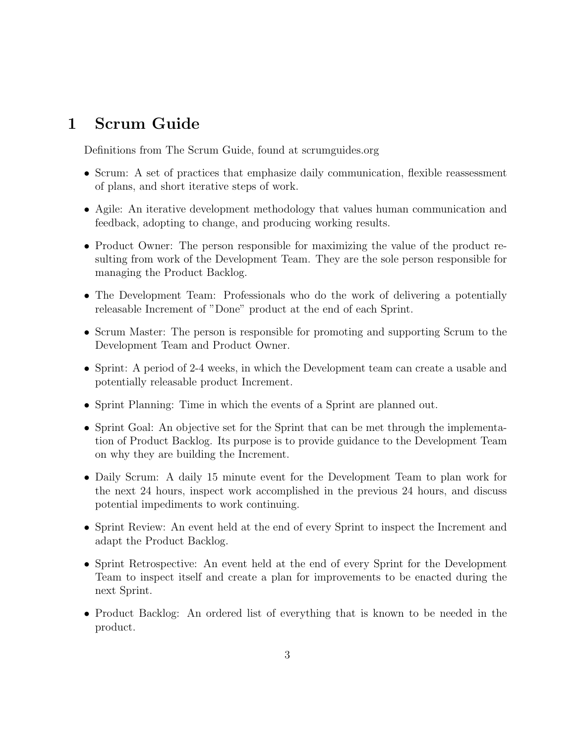# 1 Scrum Guide

Definitions from The Scrum Guide, found at scrumguides.org

- Scrum: A set of practices that emphasize daily communication, flexible reassessment of plans, and short iterative steps of work.
- Agile: An iterative development methodology that values human communication and feedback, adopting to change, and producing working results.
- Product Owner: The person responsible for maximizing the value of the product resulting from work of the Development Team. They are the sole person responsible for managing the Product Backlog.
- The Development Team: Professionals who do the work of delivering a potentially releasable Increment of "Done" product at the end of each Sprint.
- Scrum Master: The person is responsible for promoting and supporting Scrum to the Development Team and Product Owner.
- Sprint: A period of 2-4 weeks, in which the Development team can create a usable and potentially releasable product Increment.
- Sprint Planning: Time in which the events of a Sprint are planned out.
- Sprint Goal: An objective set for the Sprint that can be met through the implementation of Product Backlog. Its purpose is to provide guidance to the Development Team on why they are building the Increment.
- Daily Scrum: A daily 15 minute event for the Development Team to plan work for the next 24 hours, inspect work accomplished in the previous 24 hours, and discuss potential impediments to work continuing.
- Sprint Review: An event held at the end of every Sprint to inspect the Increment and adapt the Product Backlog.
- Sprint Retrospective: An event held at the end of every Sprint for the Development Team to inspect itself and create a plan for improvements to be enacted during the next Sprint.
- Product Backlog: An ordered list of everything that is known to be needed in the product.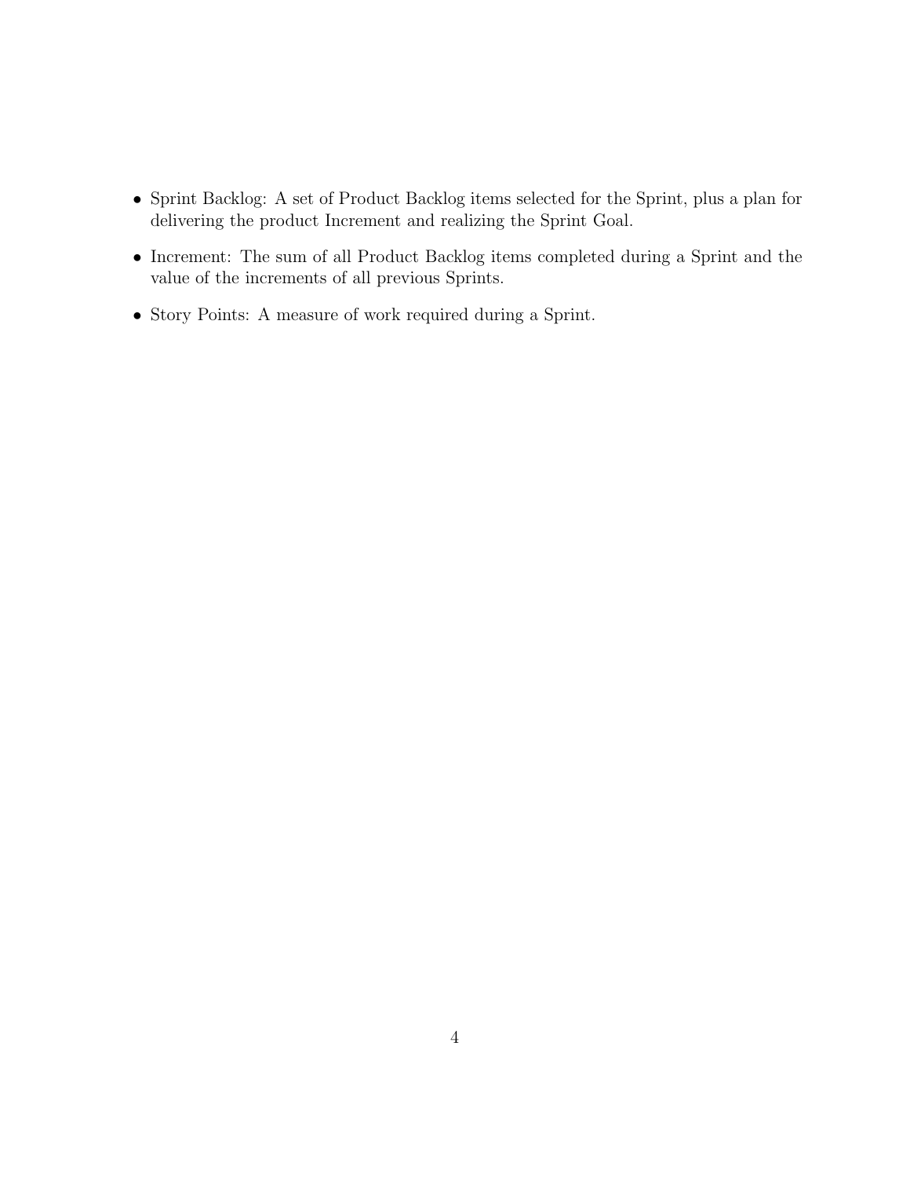- Sprint Backlog: A set of Product Backlog items selected for the Sprint, plus a plan for delivering the product Increment and realizing the Sprint Goal.
- Increment: The sum of all Product Backlog items completed during a Sprint and the value of the increments of all previous Sprints.
- Story Points: A measure of work required during a Sprint.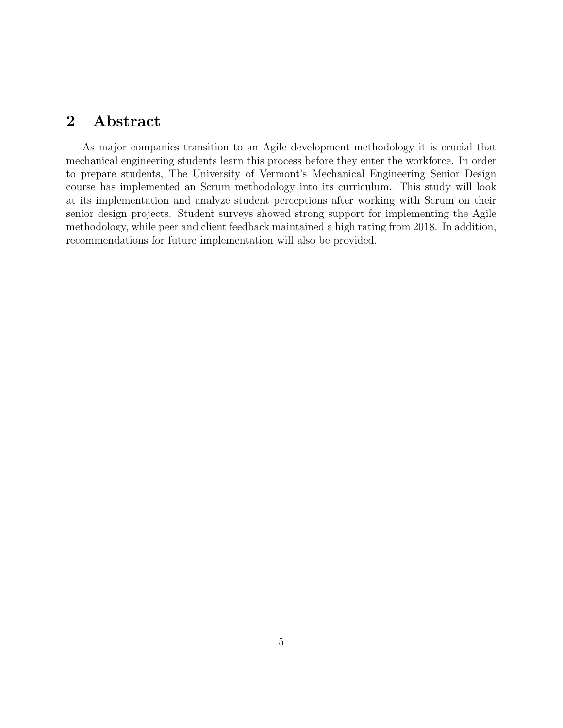## 2 Abstract

As major companies transition to an Agile development methodology it is crucial that mechanical engineering students learn this process before they enter the workforce. In order to prepare students, The University of Vermont's Mechanical Engineering Senior Design course has implemented an Scrum methodology into its curriculum. This study will look at its implementation and analyze student perceptions after working with Scrum on their senior design projects. Student surveys showed strong support for implementing the Agile methodology, while peer and client feedback maintained a high rating from 2018. In addition, recommendations for future implementation will also be provided.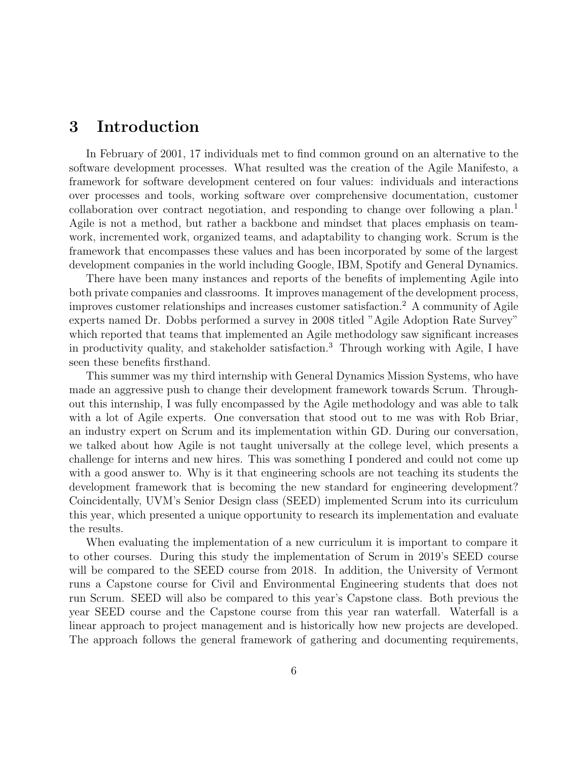# 3 Introduction

In February of 2001, 17 individuals met to find common ground on an alternative to the software development processes. What resulted was the creation of the Agile Manifesto, a framework for software development centered on four values: individuals and interactions over processes and tools, working software over comprehensive documentation, customer collaboration over contract negotiation, and responding to change over following a plan.[1] Agile is not a method, but rather a backbone and mindset that places emphasis on teamwork, incremented work, organized teams, and adaptability to changing work. Scrum is the framework that encompasses these values and has been incorporated by some of the largest development companies in the world including Google, IBM, Spotify and General Dynamics.

There have been many instances and reports of the benefits of implementing Agile into both private companies and classrooms. It improves management of the development process, improves customer relationships and increases customer satisfaction.[2] A community of Agile experts named Dr. Dobbs performed a survey in 2008 titled "Agile Adoption Rate Survey" which reported that teams that implemented an Agile methodology saw significant increases in productivity quality, and stakeholder satisfaction.[3] Through working with Agile, I have seen these benefits firsthand.

This summer was my third internship with General Dynamics Mission Systems, who have made an aggressive push to change their development framework towards Scrum. Throughout this internship, I was fully encompassed by the Agile methodology and was able to talk with a lot of Agile experts. One conversation that stood out to me was with Rob Briar, an industry expert on Scrum and its implementation within GD. During our conversation, we talked about how Agile is not taught universally at the college level, which presents a challenge for interns and new hires. This was something I pondered and could not come up with a good answer to. Why is it that engineering schools are not teaching its students the development framework that is becoming the new standard for engineering development? Coincidentally, UVM's Senior Design class (SEED) implemented Scrum into its curriculum this year, which presented a unique opportunity to research its implementation and evaluate the results.

When evaluating the implementation of a new curriculum it is important to compare it to other courses. During this study the implementation of Scrum in 2019's SEED course will be compared to the SEED course from 2018. In addition, the University of Vermont runs a Capstone course for Civil and Environmental Engineering students that does not run Scrum. SEED will also be compared to this year's Capstone class. Both previous the year SEED course and the Capstone course from this year ran waterfall. Waterfall is a linear approach to project management and is historically how new projects are developed. The approach follows the general framework of gathering and documenting requirements,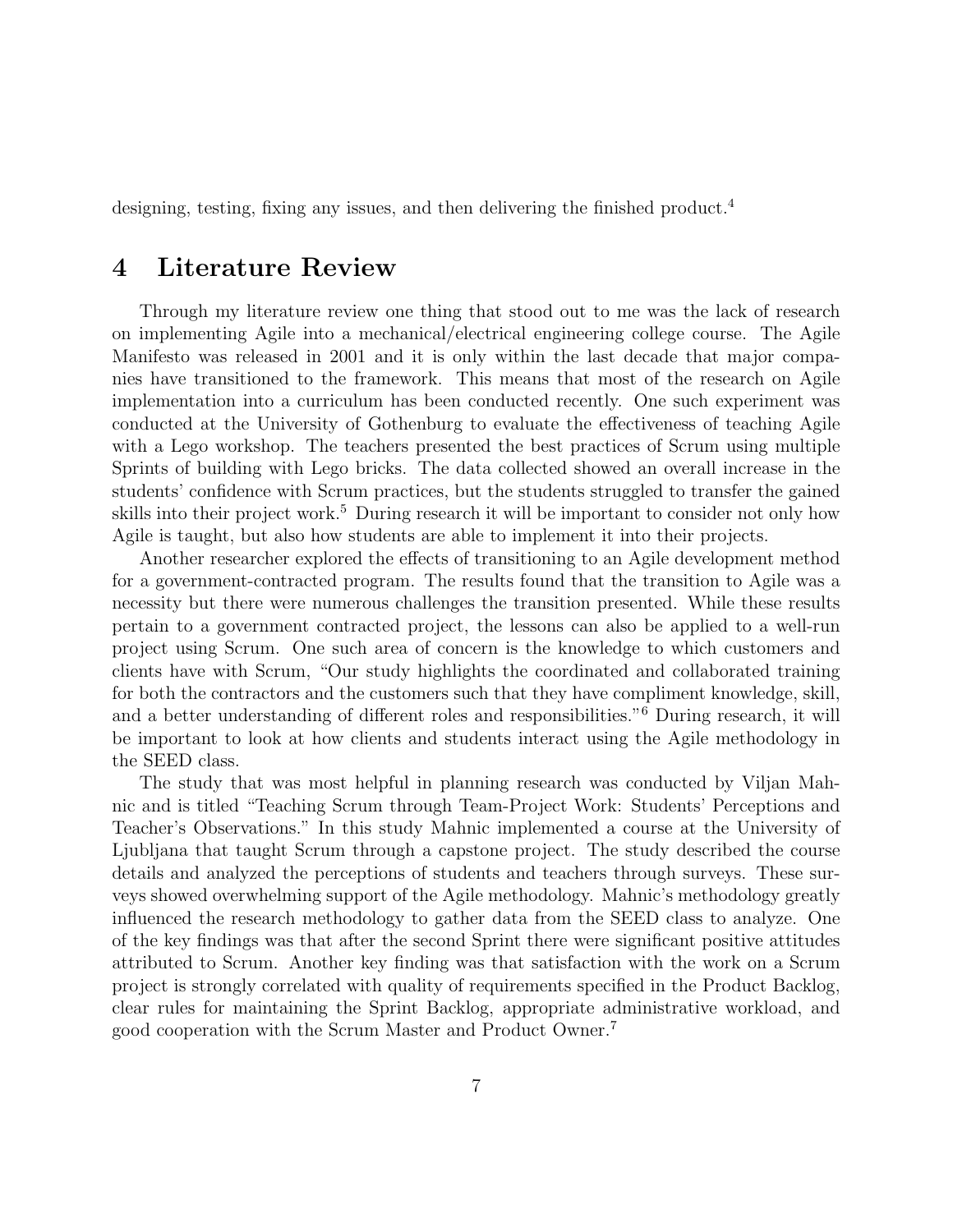designing, testing, fixing any issues, and then delivering the finished product.[4]

## 4 Literature Review

Through my literature review one thing that stood out to me was the lack of research on implementing Agile into a mechanical/electrical engineering college course. The Agile Manifesto was released in 2001 and it is only within the last decade that major companies have transitioned to the framework. This means that most of the research on Agile implementation into a curriculum has been conducted recently. One such experiment was conducted at the University of Gothenburg to evaluate the effectiveness of teaching Agile with a Lego workshop. The teachers presented the best practices of Scrum using multiple Sprints of building with Lego bricks. The data collected showed an overall increase in the students' confidence with Scrum practices, but the students struggled to transfer the gained skills into their project work.[5] During research it will be important to consider not only how Agile is taught, but also how students are able to implement it into their projects.

Another researcher explored the effects of transitioning to an Agile development method for a government-contracted program. The results found that the transition to Agile was a necessity but there were numerous challenges the transition presented. While these results pertain to a government contracted project, the lessons can also be applied to a well-run project using Scrum. One such area of concern is the knowledge to which customers and clients have with Scrum, "Our study highlights the coordinated and collaborated training for both the contractors and the customers such that they have compliment knowledge, skill, and a better understanding of different roles and responsibilities."[6] During research, it will be important to look at how clients and students interact using the Agile methodology in the SEED class.

The study that was most helpful in planning research was conducted by Viljan Mahnic and is titled "Teaching Scrum through Team-Project Work: Students' Perceptions and Teacher's Observations." In this study Mahnic implemented a course at the University of Ljubljana that taught Scrum through a capstone project. The study described the course details and analyzed the perceptions of students and teachers through surveys. These surveys showed overwhelming support of the Agile methodology. Mahnic's methodology greatly influenced the research methodology to gather data from the SEED class to analyze. One of the key findings was that after the second Sprint there were significant positive attitudes attributed to Scrum. Another key finding was that satisfaction with the work on a Scrum project is strongly correlated with quality of requirements specified in the Product Backlog, clear rules for maintaining the Sprint Backlog, appropriate administrative workload, and good cooperation with the Scrum Master and Product Owner.[7]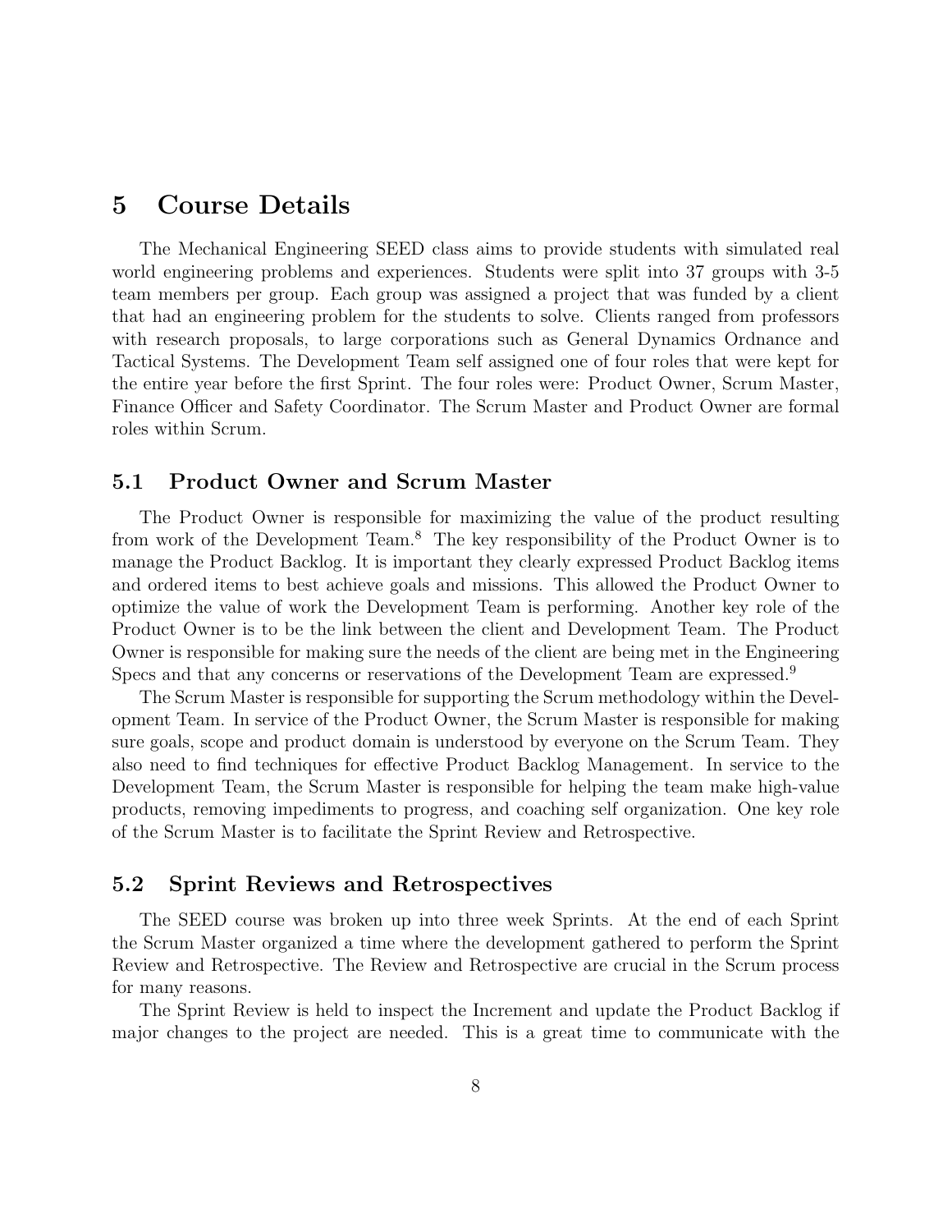# 5 Course Details

The Mechanical Engineering SEED class aims to provide students with simulated real world engineering problems and experiences. Students were split into 37 groups with 3-5 team members per group. Each group was assigned a project that was funded by a client that had an engineering problem for the students to solve. Clients ranged from professors with research proposals, to large corporations such as General Dynamics Ordnance and Tactical Systems. The Development Team self assigned one of four roles that were kept for the entire year before the first Sprint. The four roles were: Product Owner, Scrum Master, Finance Officer and Safety Coordinator. The Scrum Master and Product Owner are formal roles within Scrum.

## 5.1 Product Owner and Scrum Master

The Product Owner is responsible for maximizing the value of the product resulting from work of the Development Team.[8] The key responsibility of the Product Owner is to manage the Product Backlog. It is important they clearly expressed Product Backlog items and ordered items to best achieve goals and missions. This allowed the Product Owner to optimize the value of work the Development Team is performing. Another key role of the Product Owner is to be the link between the client and Development Team. The Product Owner is responsible for making sure the needs of the client are being met in the Engineering Specs and that any concerns or reservations of the Development Team are expressed.[9]

The Scrum Master is responsible for supporting the Scrum methodology within the Development Team. In service of the Product Owner, the Scrum Master is responsible for making sure goals, scope and product domain is understood by everyone on the Scrum Team. They also need to find techniques for effective Product Backlog Management. In service to the Development Team, the Scrum Master is responsible for helping the team make high-value products, removing impediments to progress, and coaching self organization. One key role of the Scrum Master is to facilitate the Sprint Review and Retrospective.

## 5.2 Sprint Reviews and Retrospectives

The SEED course was broken up into three week Sprints. At the end of each Sprint the Scrum Master organized a time where the development gathered to perform the Sprint Review and Retrospective. The Review and Retrospective are crucial in the Scrum process for many reasons.

The Sprint Review is held to inspect the Increment and update the Product Backlog if major changes to the project are needed. This is a great time to communicate with the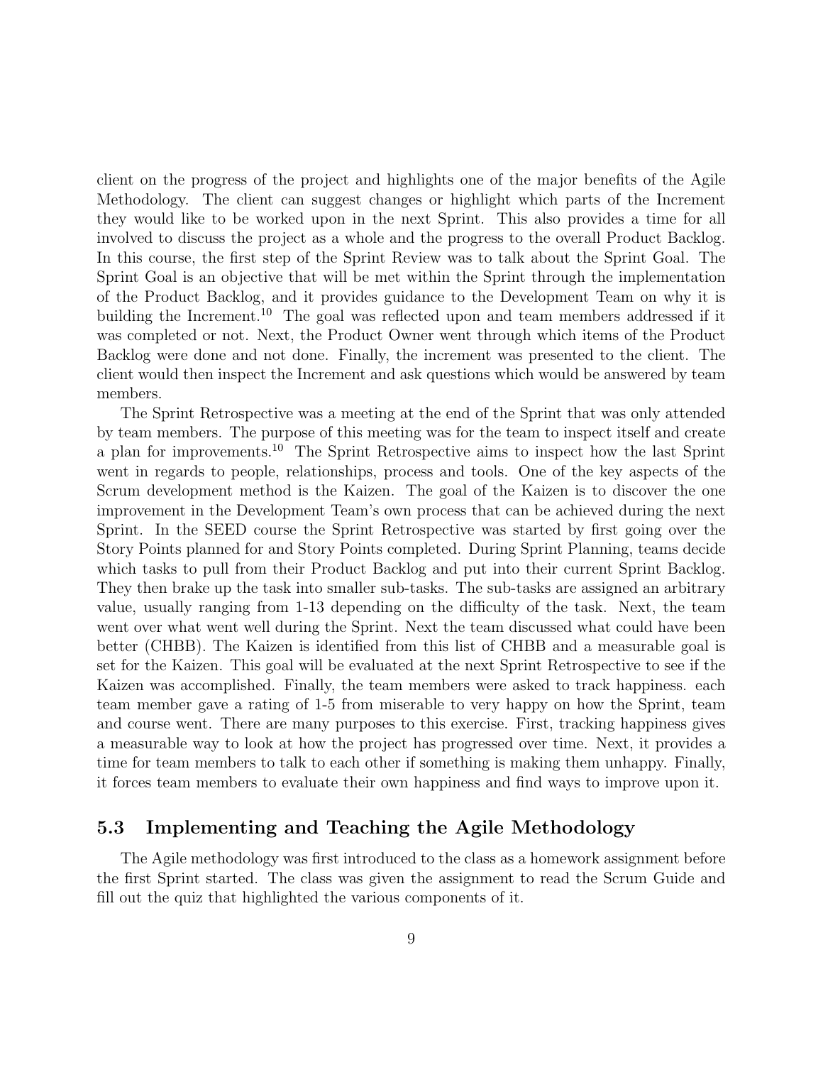client on the progress of the project and highlights one of the major benefits of the Agile Methodology. The client can suggest changes or highlight which parts of the Increment they would like to be worked upon in the next Sprint. This also provides a time for all involved to discuss the project as a whole and the progress to the overall Product Backlog. In this course, the first step of the Sprint Review was to talk about the Sprint Goal. The Sprint Goal is an objective that will be met within the Sprint through the implementation of the Product Backlog, and it provides guidance to the Development Team on why it is building the Increment.[10] The goal was reflected upon and team members addressed if it was completed or not. Next, the Product Owner went through which items of the Product Backlog were done and not done. Finally, the increment was presented to the client. The client would then inspect the Increment and ask questions which would be answered by team members.

The Sprint Retrospective was a meeting at the end of the Sprint that was only attended by team members. The purpose of this meeting was for the team to inspect itself and create a plan for improvements.[10] The Sprint Retrospective aims to inspect how the last Sprint went in regards to people, relationships, process and tools. One of the key aspects of the Scrum development method is the Kaizen. The goal of the Kaizen is to discover the one improvement in the Development Team's own process that can be achieved during the next Sprint. In the SEED course the Sprint Retrospective was started by first going over the Story Points planned for and Story Points completed. During Sprint Planning, teams decide which tasks to pull from their Product Backlog and put into their current Sprint Backlog. They then brake up the task into smaller sub-tasks. The sub-tasks are assigned an arbitrary value, usually ranging from 1-13 depending on the difficulty of the task. Next, the team went over what went well during the Sprint. Next the team discussed what could have been better (CHBB). The Kaizen is identified from this list of CHBB and a measurable goal is set for the Kaizen. This goal will be evaluated at the next Sprint Retrospective to see if the Kaizen was accomplished. Finally, the team members were asked to track happiness. each team member gave a rating of 1-5 from miserable to very happy on how the Sprint, team and course went. There are many purposes to this exercise. First, tracking happiness gives a measurable way to look at how the project has progressed over time. Next, it provides a time for team members to talk to each other if something is making them unhappy. Finally, it forces team members to evaluate their own happiness and find ways to improve upon it.

## 5.3 Implementing and Teaching the Agile Methodology

The Agile methodology was first introduced to the class as a homework assignment before the first Sprint started. The class was given the assignment to read the Scrum Guide and fill out the quiz that highlighted the various components of it.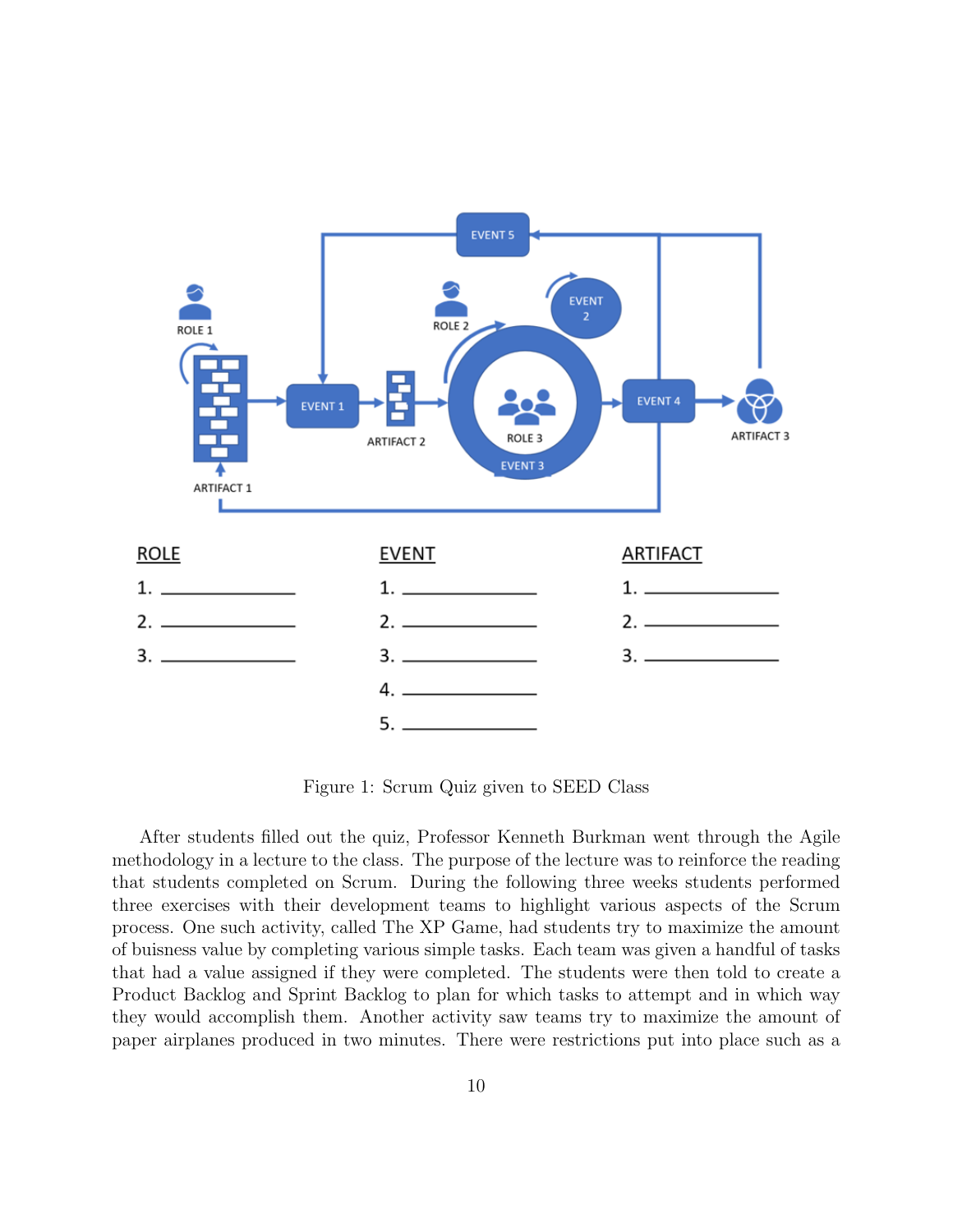Figure 1: Scrum Quiz given to SEED Class

After students filled out the quiz, Professor Kenneth Burkman went through the Agile methodology in a lecture to the class. The purpose of the lecture was to reinforce the reading that students completed on Scrum. During the following three weeks students performed three exercises with their development teams to highlight various aspects of the Scrum process. One such activity, called The XP Game, had students try to maximize the amount of buisness value by completing various simple tasks. Each team was given a handful of tasks that had a value assigned if they were completed. The students were then told to create a Product Backlog and Sprint Backlog to plan for which tasks to attempt and in which way they would accomplish them. Another activity saw teams try to maximize the amount of paper airplanes produced in two minutes. There were restrictions put into place such as a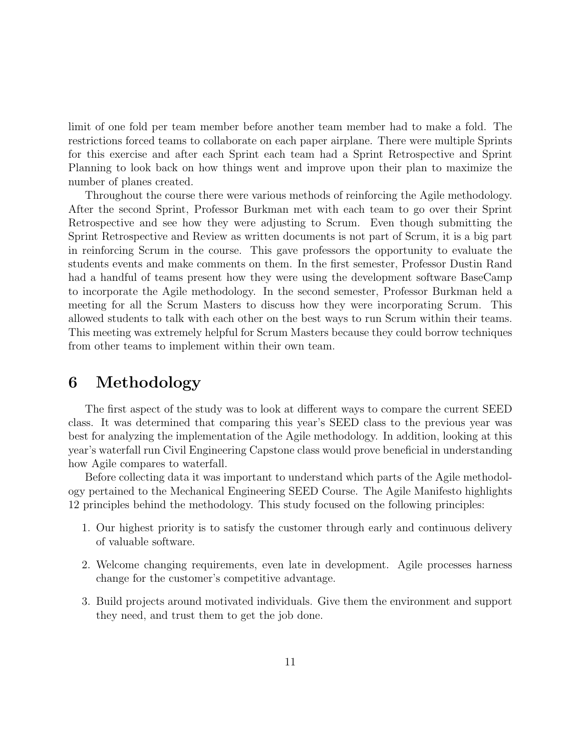limit of one fold per team member before another team member had to make a fold. The restrictions forced teams to collaborate on each paper airplane. There were multiple Sprints for this exercise and after each Sprint each team had a Sprint Retrospective and Sprint Planning to look back on how things went and improve upon their plan to maximize the number of planes created.

Throughout the course there were various methods of reinforcing the Agile methodology. After the second Sprint, Professor Burkman met with each team to go over their Sprint Retrospective and see how they were adjusting to Scrum. Even though submitting the Sprint Retrospective and Review as written documents is not part of Scrum, it is a big part in reinforcing Scrum in the course. This gave professors the opportunity to evaluate the students events and make comments on them. In the first semester, Professor Dustin Rand had a handful of teams present how they were using the development software BaseCamp to incorporate the Agile methodology. In the second semester, Professor Burkman held a meeting for all the Scrum Masters to discuss how they were incorporating Scrum. This allowed students to talk with each other on the best ways to run Scrum within their teams. This meeting was extremely helpful for Scrum Masters because they could borrow techniques from other teams to implement within their own team.

# 6 Methodology

The first aspect of the study was to look at different ways to compare the current SEED class. It was determined that comparing this year's SEED class to the previous year was best for analyzing the implementation of the Agile methodology. In addition, looking at this year's waterfall run Civil Engineering Capstone class would prove beneficial in understanding how Agile compares to waterfall.

Before collecting data it was important to understand which parts of the Agile methodology pertained to the Mechanical Engineering SEED Course. The Agile Manifesto highlights 12 principles behind the methodology. This study focused on the following principles:

1. Our highest priority is to satisfy the customer through early and continuous delivery of valuable software.
2. Welcome changing requirements, even late in development. Agile processes harness change for the customer's competitive advantage.
3. Build projects around motivated individuals. Give them the environment and support they need, and trust them to get the job done.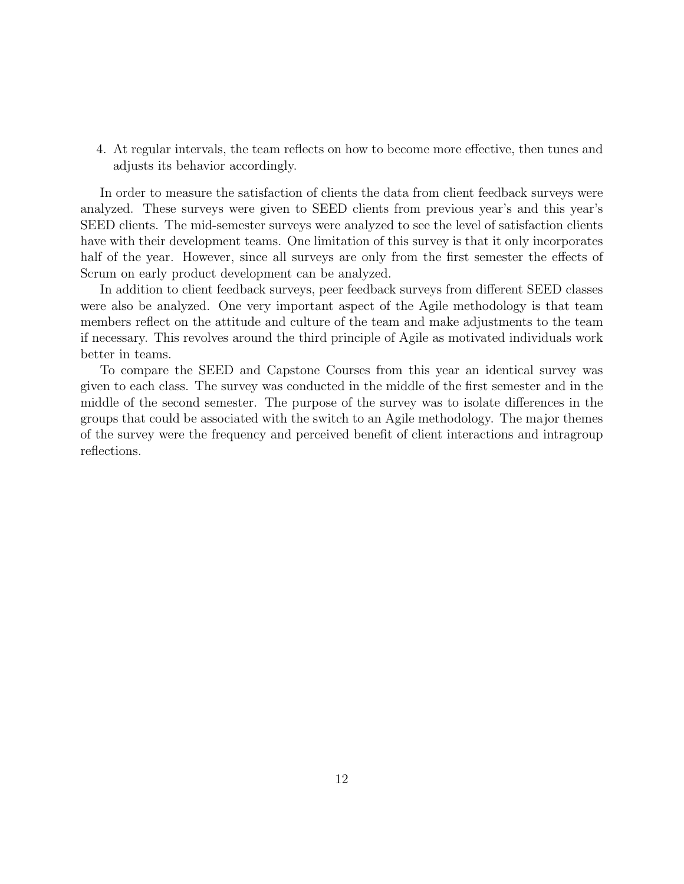4. At regular intervals, the team reflects on how to become more effective, then tunes and adjusts its behavior accordingly.

In order to measure the satisfaction of clients the data from client feedback surveys were analyzed. These surveys were given to SEED clients from previous year's and this year's SEED clients. The mid-semester surveys were analyzed to see the level of satisfaction clients have with their development teams. One limitation of this survey is that it only incorporates half of the year. However, since all surveys are only from the first semester the effects of Scrum on early product development can be analyzed.

In addition to client feedback surveys, peer feedback surveys from different SEED classes were also be analyzed. One very important aspect of the Agile methodology is that team members reflect on the attitude and culture of the team and make adjustments to the team if necessary. This revolves around the third principle of Agile as motivated individuals work better in teams.

To compare the SEED and Capstone Courses from this year an identical survey was given to each class. The survey was conducted in the middle of the first semester and in the middle of the second semester. The purpose of the survey was to isolate differences in the groups that could be associated with the switch to an Agile methodology. The major themes of the survey were the frequency and perceived benefit of client interactions and intragroup reflections.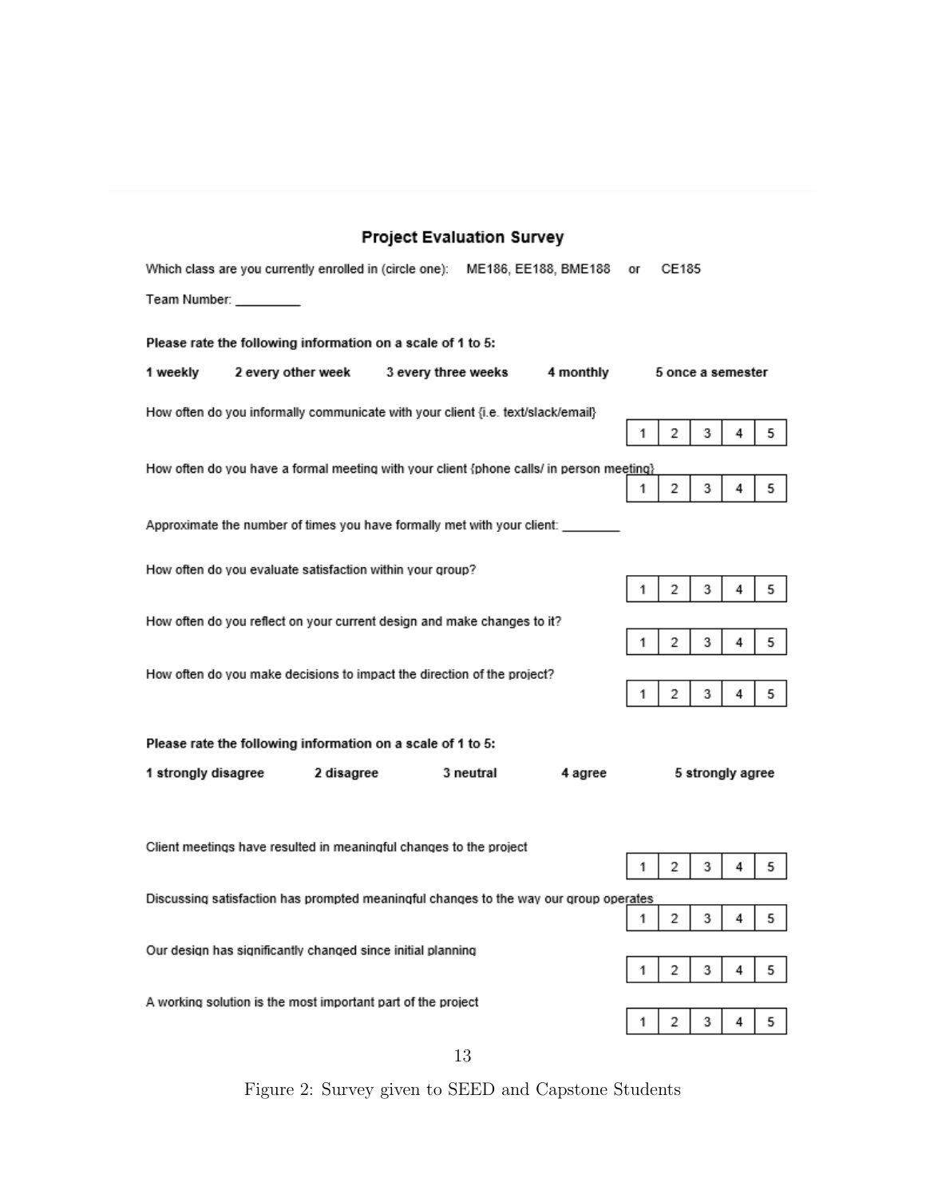## Project Evaluation Survey

Which class are you currently enrolled in (circle one): ME186, EE188, BME188 or CE185

Team Number: _________

**Please rate the following information on a scale of 1 to 5:**

**1 weekly** **2 every other week** **3 every three weeks** **4 monthly** **5 once a semester**

How often do you informally communicate with your client {i.e. text/slack/email}

| 1 | 2 | 3 | 4 | 5 |
|---|---|---|---|---|

How often do you have a formal meeting with your client {phone calls/ in person meeting}

| 1 | 2 | 3 | 4 | 5 |
|---|---|---|---|---|

Approximate the number of times you have formally met with your client: ________

How often do you evaluate satisfaction within your group?

| 1 | 2 | 3 | 4 | 5 |
|---|---|---|---|---|

How often do you reflect on your current design and make changes to it?

| 1 | 2 | 3 | 4 | 5 |
|---|---|---|---|---|

How often do you make decisions to impact the direction of the project?

| 1 | 2 | 3 | 4 | 5 |
|---|---|---|---|---|

**Please rate the following information on a scale of 1 to 5:**

**1 strongly disagree** **2 disagree** **3 neutral** **4 agree** **5 strongly agree**

Client meetings have resulted in meaningful changes to the project

| 1 | 2 | 3 | 4 | 5 |
|---|---|---|---|---|

Discussing satisfaction has prompted meaningful changes to the way our group operates

| 1 | 2 | 3 | 4 | 5 |
|---|---|---|---|---|

Our design has significantly changed since initial planning

| 1 | 2 | 3 | 4 | 5 |
|---|---|---|---|---|

A working solution is the most important part of the project

| 1 | 2 | 3 | 4 | 5 |
|---|---|---|---|---|

Figure 2: Survey given to SEED and Capstone Students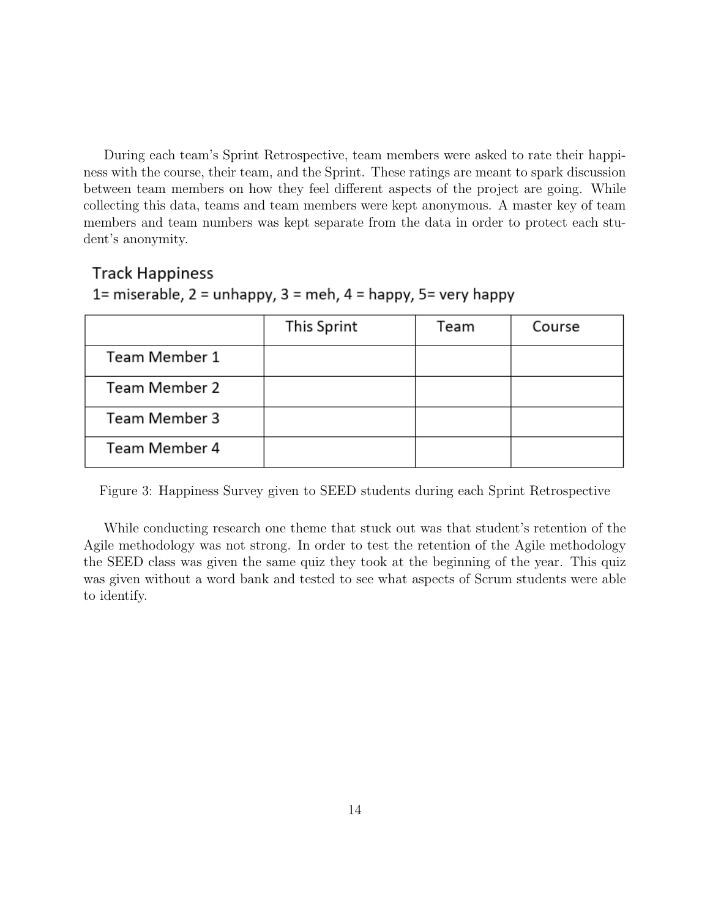During each team's Sprint Retrospective, team members were asked to rate their happiness with the course, their team, and the Sprint. These ratings are meant to spark discussion between team members on how they feel different aspects of the project are going. While collecting this data, teams and team members were kept anonymous. A master key of team members and team numbers was kept separate from the data in order to protect each student's anonymity.

Track Happiness

1= miserable, 2 = unhappy, 3 = meh, 4 = happy, 5= very happy

| | This Sprint | Team | Course |
|---|---|---|---|
| Team Member 1 | | | |
| Team Member 2 | | | |
| Team Member 3 | | | |
| Team Member 4 | | | |

Figure 3: Happiness Survey given to SEED students during each Sprint Retrospective

While conducting research one theme that stuck out was that student's retention of the Agile methodology was not strong. In order to test the retention of the Agile methodology the SEED class was given the same quiz they took at the beginning of the year. This quiz was given without a word bank and tested to see what aspects of Scrum students were able to identify.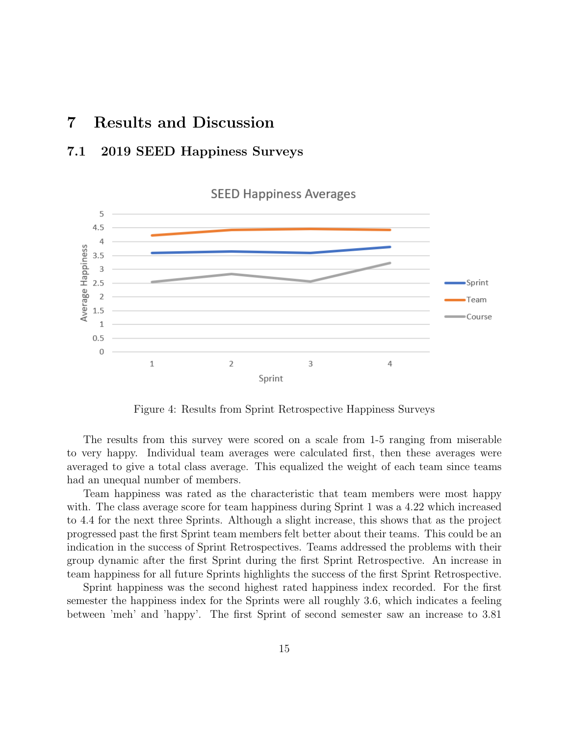# 7 Results and Discussion

## 7.1 2019 SEED Happiness Surveys

Figure 4: Results from Sprint Retrospective Happiness Surveys

The results from this survey were scored on a scale from 1-5 ranging from miserable to very happy. Individual team averages were calculated first, then these averages were averaged to give a total class average. This equalized the weight of each team since teams had an unequal number of members.

Team happiness was rated as the characteristic that team members were most happy with. The class average score for team happiness during Sprint 1 was a 4.22 which increased to 4.4 for the next three Sprints. Although a slight increase, this shows that as the project progressed past the first Sprint team members felt better about their teams. This could be an indication in the success of Sprint Retrospectives. Teams addressed the problems with their group dynamic after the first Sprint during the first Sprint Retrospective. An increase in team happiness for all future Sprints highlights the success of the first Sprint Retrospective.

Sprint happiness was the second highest rated happiness index recorded. For the first semester the happiness index for the Sprints were all roughly 3.6, which indicates a feeling between 'meh' and 'happy'. The first Sprint of second semester saw an increase to 3.81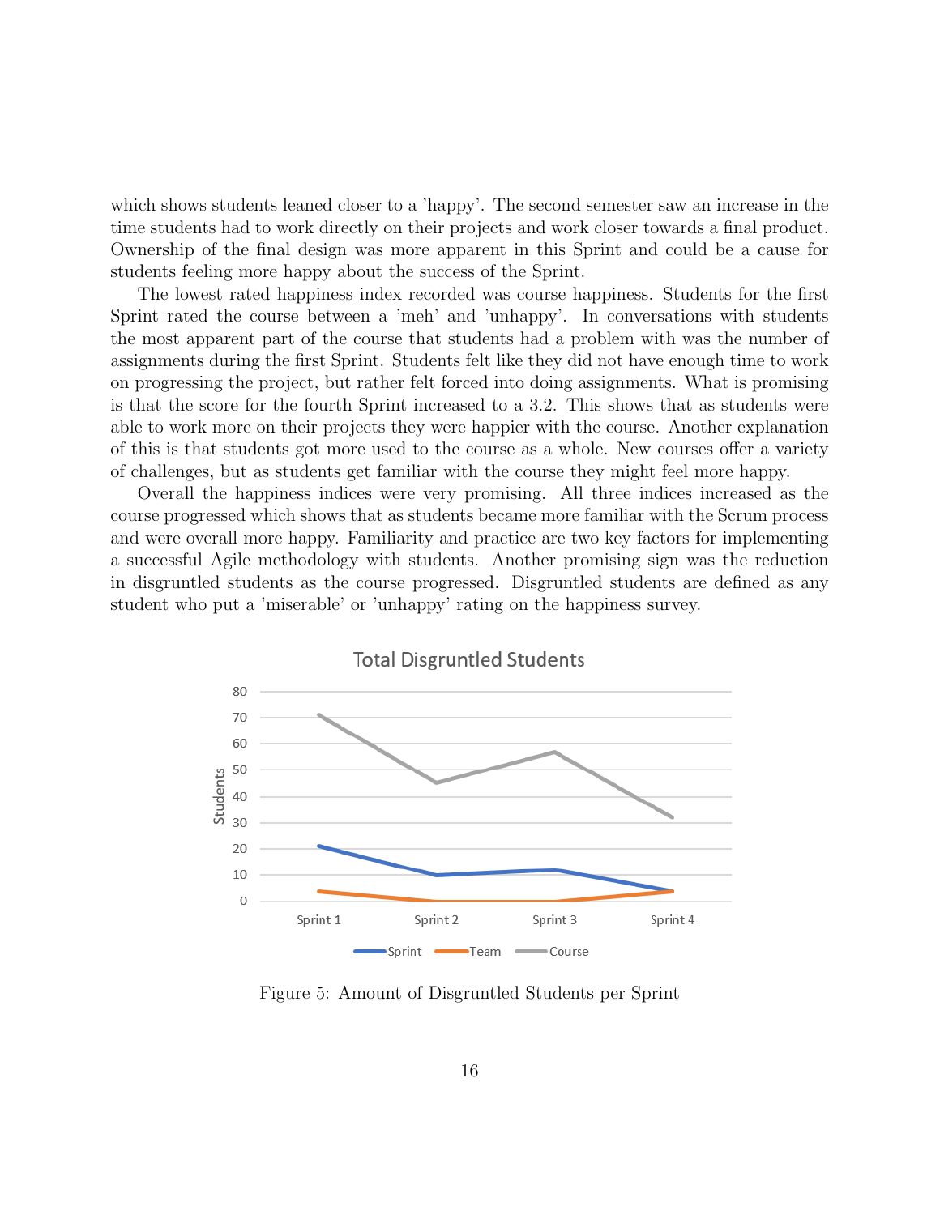which shows students leaned closer to a 'happy'. The second semester saw an increase in the time students had to work directly on their projects and work closer towards a final product. Ownership of the final design was more apparent in this Sprint and could be a cause for students feeling more happy about the success of the Sprint.

The lowest rated happiness index recorded was course happiness. Students for the first Sprint rated the course between a 'meh' and 'unhappy'. In conversations with students the most apparent part of the course that students had a problem with was the number of assignments during the first Sprint. Students felt like they did not have enough time to work on progressing the project, but rather felt forced into doing assignments. What is promising is that the score for the fourth Sprint increased to a 3.2. This shows that as students were able to work more on their projects they were happier with the course. Another explanation of this is that students got more used to the course as a whole. New courses offer a variety of challenges, but as students get familiar with the course they might feel more happy.

Overall the happiness indices were very promising. All three indices increased as the course progressed which shows that as students became more familiar with the Scrum process and were overall more happy. Familiarity and practice are two key factors for implementing a successful Agile methodology with students. Another promising sign was the reduction in disgruntled students as the course progressed. Disgruntled students are defined as any student who put a 'miserable' or 'unhappy' rating on the happiness survey.

Figure 5: Amount of Disgruntled Students per Sprint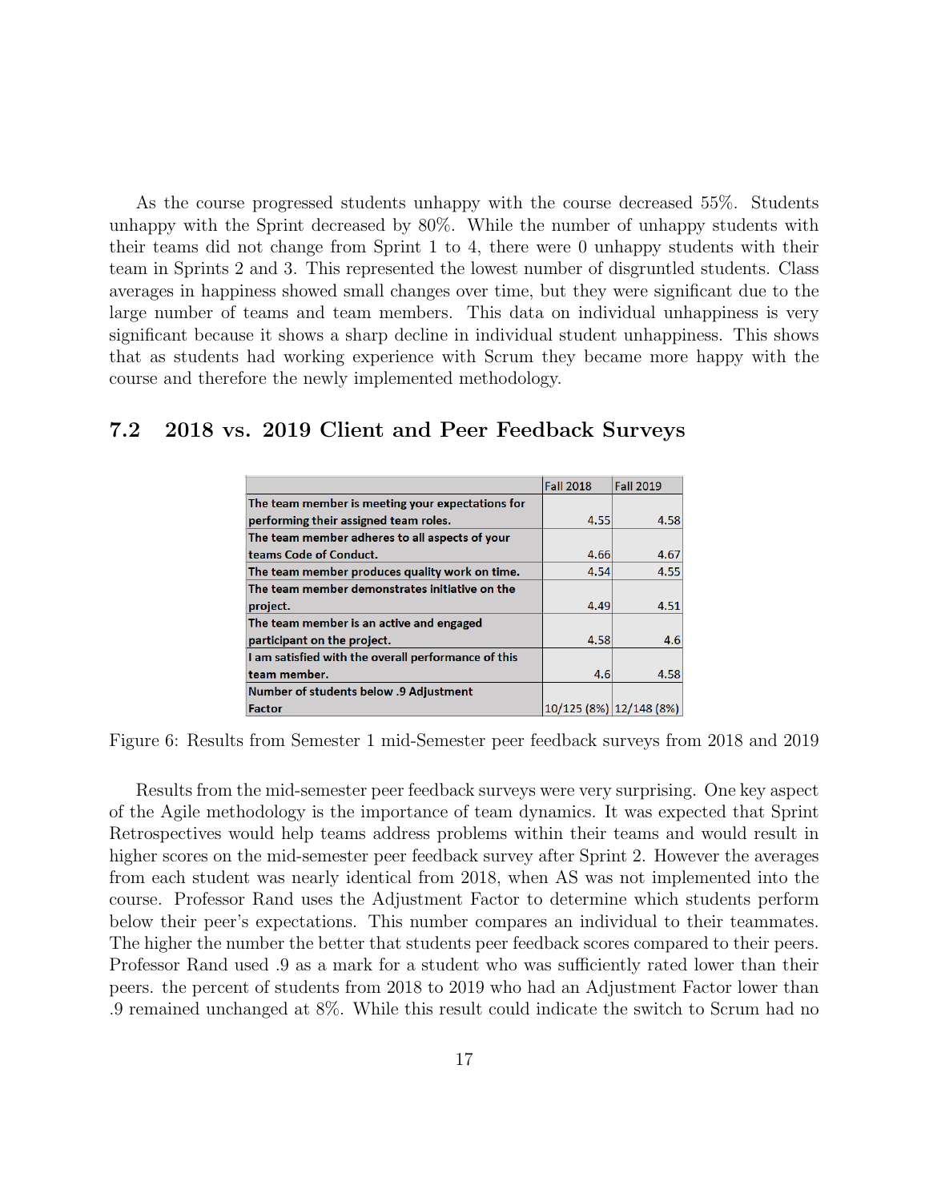As the course progressed students unhappy with the course decreased 55%. Students unhappy with the Sprint decreased by 80%. While the number of unhappy students with their teams did not change from Sprint 1 to 4, there were 0 unhappy students with their team in Sprints 2 and 3. This represented the lowest number of disgruntled students. Class averages in happiness showed small changes over time, but they were significant due to the large number of teams and team members. This data on individual unhappiness is very significant because it shows a sharp decline in individual student unhappiness. This shows that as students had working experience with Scrum they became more happy with the course and therefore the newly implemented methodology.

## 7.2 2018 vs. 2019 Client and Peer Feedback Surveys

| | Fall 2018 | Fall 2019 |
|---|---|---|
| **The team member is meeting your expectations for performing their assigned team roles.** | 4.55 | 4.58 |
| **The team member adheres to all aspects of your teams Code of Conduct.** | 4.66 | 4.67 |
| **The team member produces quality work on time.** | 4.54 | 4.55 |
| **The team member demonstrates initiative on the project.** | 4.49 | 4.51 |
| **The team member is an active and engaged participant on the project.** | 4.58 | 4.6 |
| **I am satisfied with the overall performance of this team member.** | 4.6 | 4.58 |
| **Number of students below .9 Adjustment Factor** | 10/125 (8%) | 12/148 (8%) |

Figure 6: Results from Semester 1 mid-Semester peer feedback surveys from 2018 and 2019

Results from the mid-semester peer feedback surveys were very surprising. One key aspect of the Agile methodology is the importance of team dynamics. It was expected that Sprint Retrospectives would help teams address problems within their teams and would result in higher scores on the mid-semester peer feedback survey after Sprint 2. However the averages from each student was nearly identical from 2018, when AS was not implemented into the course. Professor Rand uses the Adjustment Factor to determine which students perform below their peer's expectations. This number compares an individual to their teammates. The higher the number the better that students peer feedback scores compared to their peers. Professor Rand used .9 as a mark for a student who was sufficiently rated lower than their peers. the percent of students from 2018 to 2019 who had an Adjustment Factor lower than .9 remained unchanged at 8%. While this result could indicate the switch to Scrum had no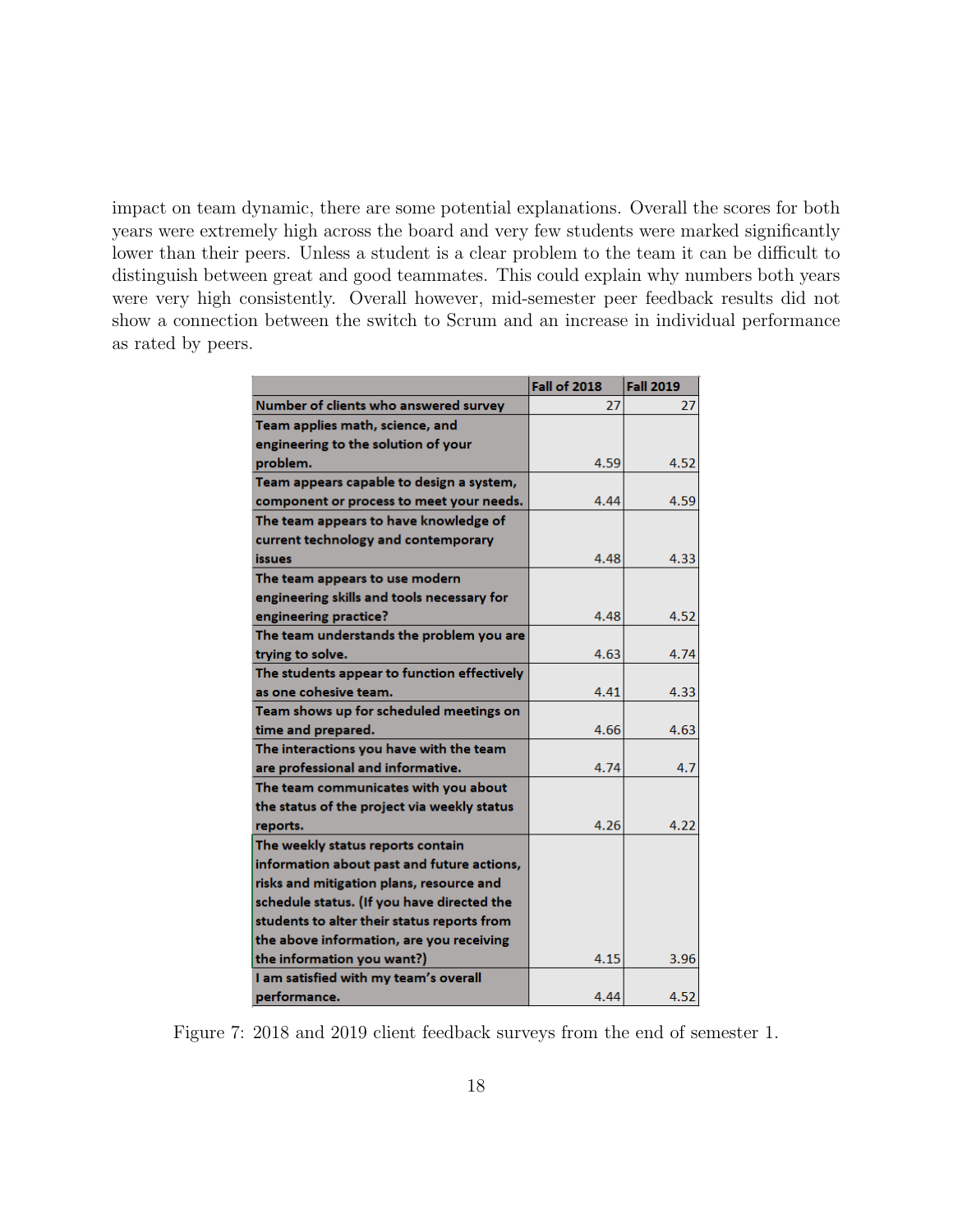impact on team dynamic, there are some potential explanations. Overall the scores for both years were extremely high across the board and very few students were marked significantly lower than their peers. Unless a student is a clear problem to the team it can be difficult to distinguish between great and good teammates. This could explain why numbers both years were very high consistently. Overall however, mid-semester peer feedback results did not show a connection between the switch to Scrum and an increase in individual performance as rated by peers.

| | Fall of 2018 | Fall 2019 |
|---|---|---|
| Number of clients who answered survey | 27 | 27 |
| Team applies math, science, and engineering to the solution of your problem. | 4.59 | 4.52 |
| Team appears capable to design a system, component or process to meet your needs. | 4.44 | 4.59 |
| The team appears to have knowledge of current technology and contemporary issues | 4.48 | 4.33 |
| The team appears to use modern engineering skills and tools necessary for engineering practice? | 4.48 | 4.52 |
| The team understands the problem you are trying to solve. | 4.63 | 4.74 |
| The students appear to function effectively as one cohesive team. | 4.41 | 4.33 |
| Team shows up for scheduled meetings on time and prepared. | 4.66 | 4.63 |
| The interactions you have with the team are professional and informative. | 4.74 | 4.7 |
| The team communicates with you about the status of the project via weekly status reports. | 4.26 | 4.22 |
| The weekly status reports contain information about past and future actions, risks and mitigation plans, resource and schedule status. (If you have directed the students to alter their status reports from the above information, are you receiving the information you want?) | 4.15 | 3.96 |
| I am satisfied with my team's overall performance. | 4.44 | 4.52 |

Figure 7: 2018 and 2019 client feedback surveys from the end of semester 1.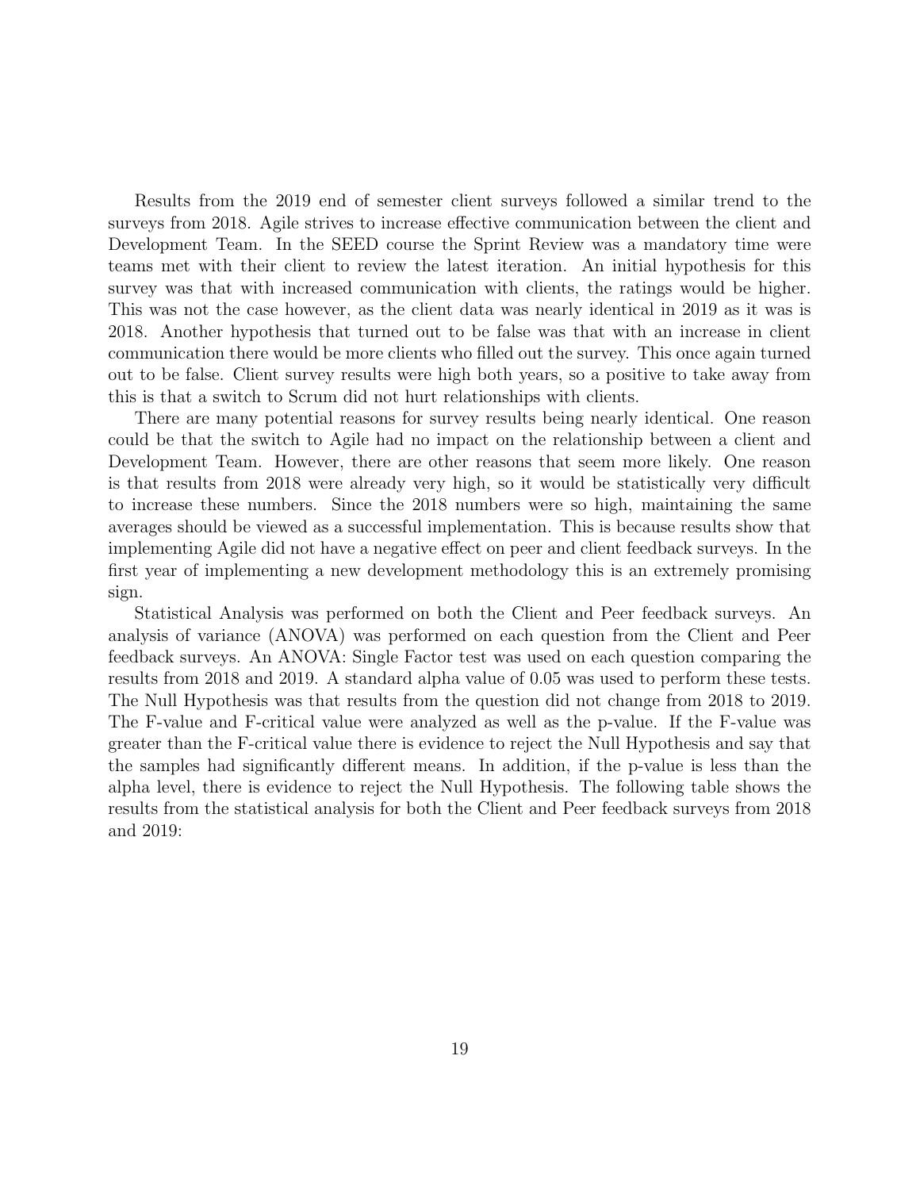Results from the 2019 end of semester client surveys followed a similar trend to the surveys from 2018. Agile strives to increase effective communication between the client and Development Team. In the SEED course the Sprint Review was a mandatory time were teams met with their client to review the latest iteration. An initial hypothesis for this survey was that with increased communication with clients, the ratings would be higher. This was not the case however, as the client data was nearly identical in 2019 as it was is 2018. Another hypothesis that turned out to be false was that with an increase in client communication there would be more clients who filled out the survey. This once again turned out to be false. Client survey results were high both years, so a positive to take away from this is that a switch to Scrum did not hurt relationships with clients.

There are many potential reasons for survey results being nearly identical. One reason could be that the switch to Agile had no impact on the relationship between a client and Development Team. However, there are other reasons that seem more likely. One reason is that results from 2018 were already very high, so it would be statistically very difficult to increase these numbers. Since the 2018 numbers were so high, maintaining the same averages should be viewed as a successful implementation. This is because results show that implementing Agile did not have a negative effect on peer and client feedback surveys. In the first year of implementing a new development methodology this is an extremely promising sign.

Statistical Analysis was performed on both the Client and Peer feedback surveys. An analysis of variance (ANOVA) was performed on each question from the Client and Peer feedback surveys. An ANOVA: Single Factor test was used on each question comparing the results from 2018 and 2019. A standard alpha value of 0.05 was used to perform these tests. The Null Hypothesis was that results from the question did not change from 2018 to 2019. The F-value and F-critical value were analyzed as well as the p-value. If the F-value was greater than the F-critical value there is evidence to reject the Null Hypothesis and say that the samples had significantly different means. In addition, if the p-value is less than the alpha level, there is evidence to reject the Null Hypothesis. The following table shows the results from the statistical analysis for both the Client and Peer feedback surveys from 2018 and 2019: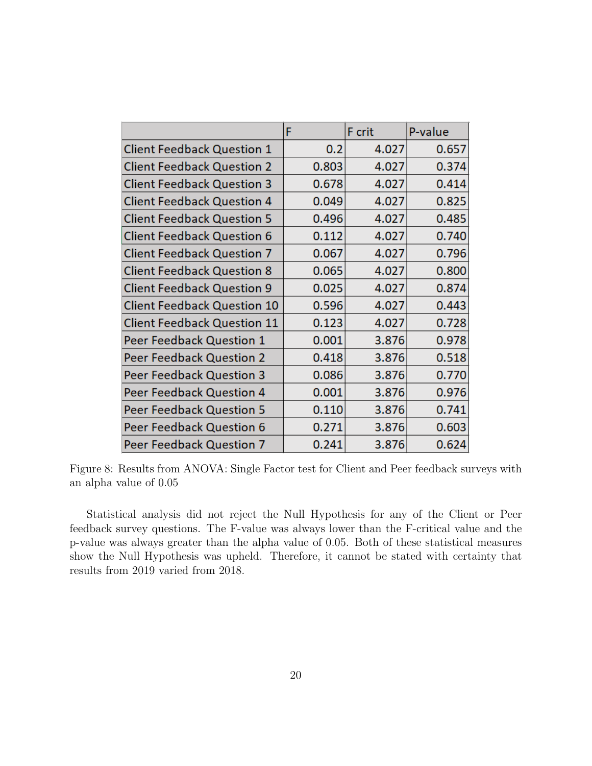|  | F | F crit | P-value |
| --- | --- | --- | --- |
| Client Feedback Question 1 | 0.2 | 4.027 | 0.657 |
| Client Feedback Question 2 | 0.803 | 4.027 | 0.374 |
| Client Feedback Question 3 | 0.678 | 4.027 | 0.414 |
| Client Feedback Question 4 | 0.049 | 4.027 | 0.825 |
| Client Feedback Question 5 | 0.496 | 4.027 | 0.485 |
| Client Feedback Question 6 | 0.112 | 4.027 | 0.740 |
| Client Feedback Question 7 | 0.067 | 4.027 | 0.796 |
| Client Feedback Question 8 | 0.065 | 4.027 | 0.800 |
| Client Feedback Question 9 | 0.025 | 4.027 | 0.874 |
| Client Feedback Question 10 | 0.596 | 4.027 | 0.443 |
| Client Feedback Question 11 | 0.123 | 4.027 | 0.728 |
| Peer Feedback Question 1 | 0.001 | 3.876 | 0.978 |
| Peer Feedback Question 2 | 0.418 | 3.876 | 0.518 |
| Peer Feedback Question 3 | 0.086 | 3.876 | 0.770 |
| Peer Feedback Question 4 | 0.001 | 3.876 | 0.976 |
| Peer Feedback Question 5 | 0.110 | 3.876 | 0.741 |
| Peer Feedback Question 6 | 0.271 | 3.876 | 0.603 |
| Peer Feedback Question 7 | 0.241 | 3.876 | 0.624 |

Figure 8: Results from ANOVA: Single Factor test for Client and Peer feedback surveys with an alpha value of 0.05

Statistical analysis did not reject the Null Hypothesis for any of the Client or Peer feedback survey questions. The F-value was always lower than the F-critical value and the p-value was always greater than the alpha value of 0.05. Both of these statistical measures show the Null Hypothesis was upheld. Therefore, it cannot be stated with certainty that results from 2019 varied from 2018.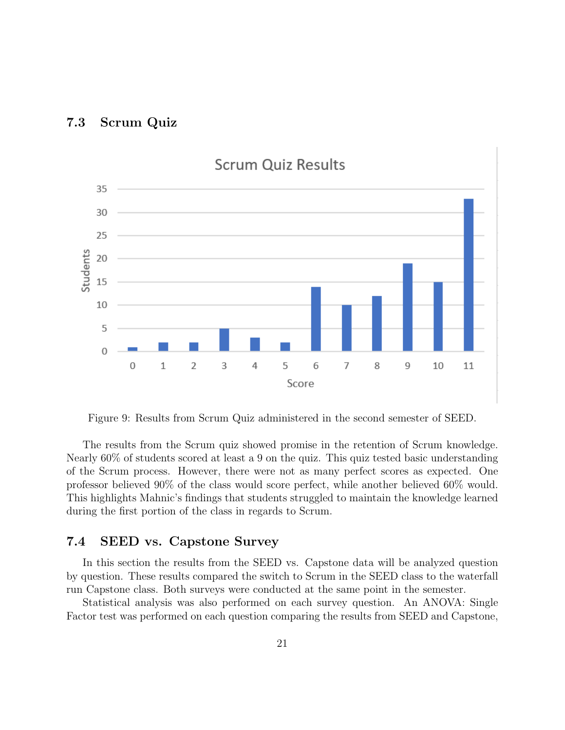### 7.3 Scrum Quiz

Figure 9: Results from Scrum Quiz administered in the second semester of SEED.

The results from the Scrum quiz showed promise in the retention of Scrum knowledge. Nearly 60% of students scored at least a 9 on the quiz. This quiz tested basic understanding of the Scrum process. However, there were not as many perfect scores as expected. One professor believed 90% of the class would score perfect, while another believed 60% would. This highlights Mahnic's findings that students struggled to maintain the knowledge learned during the first portion of the class in regards to Scrum.

### 7.4 SEED vs. Capstone Survey

In this section the results from the SEED vs. Capstone data will be analyzed question by question. These results compared the switch to Scrum in the SEED class to the waterfall run Capstone class. Both surveys were conducted at the same point in the semester.

Statistical analysis was also performed on each survey question. An ANOVA: Single Factor test was performed on each question comparing the results from SEED and Capstone,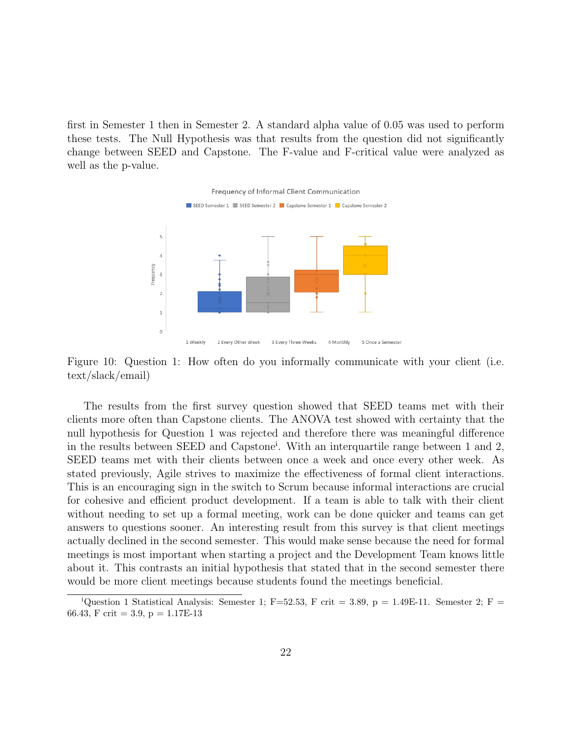first in Semester 1 then in Semester 2. A standard alpha value of 0.05 was used to perform these tests. The Null Hypothesis was that results from the question did not significantly change between SEED and Capstone. The F-value and F-critical value were analyzed as well as the p-value.

Figure 10: Question 1: How often do you informally communicate with your client (i.e. text/slack/email)

The results from the first survey question showed that SEED teams met with their clients more often than Capstone clients. The ANOVA test showed with certainty that the null hypothesis for Question 1 was rejected and therefore there was meaningful difference in the results between SEED and Capstone[i]. With an interquartile range between 1 and 2, SEED teams met with their clients between once a week and once every other week. As stated previously, Agile strives to maximize the effectiveness of formal client interactions. This is an encouraging sign in the switch to Scrum because informal interactions are crucial for cohesive and efficient product development. If a team is able to talk with their client without needing to set up a formal meeting, work can be done quicker and teams can get answers to questions sooner. An interesting result from this survey is that client meetings actually declined in the second semester. This would make sense because the need for formal meetings is most important when starting a project and the Development Team knows little about it. This contrasts an initial hypothesis that stated that in the second semester there would be more client meetings because students found the meetings beneficial.

[i]Question 1 Statistical Analysis: Semester 1; F=52.53, F crit = 3.89, p = 1.49E-11. Semester 2; F = 66.43, F crit = 3.9, p = 1.17E-13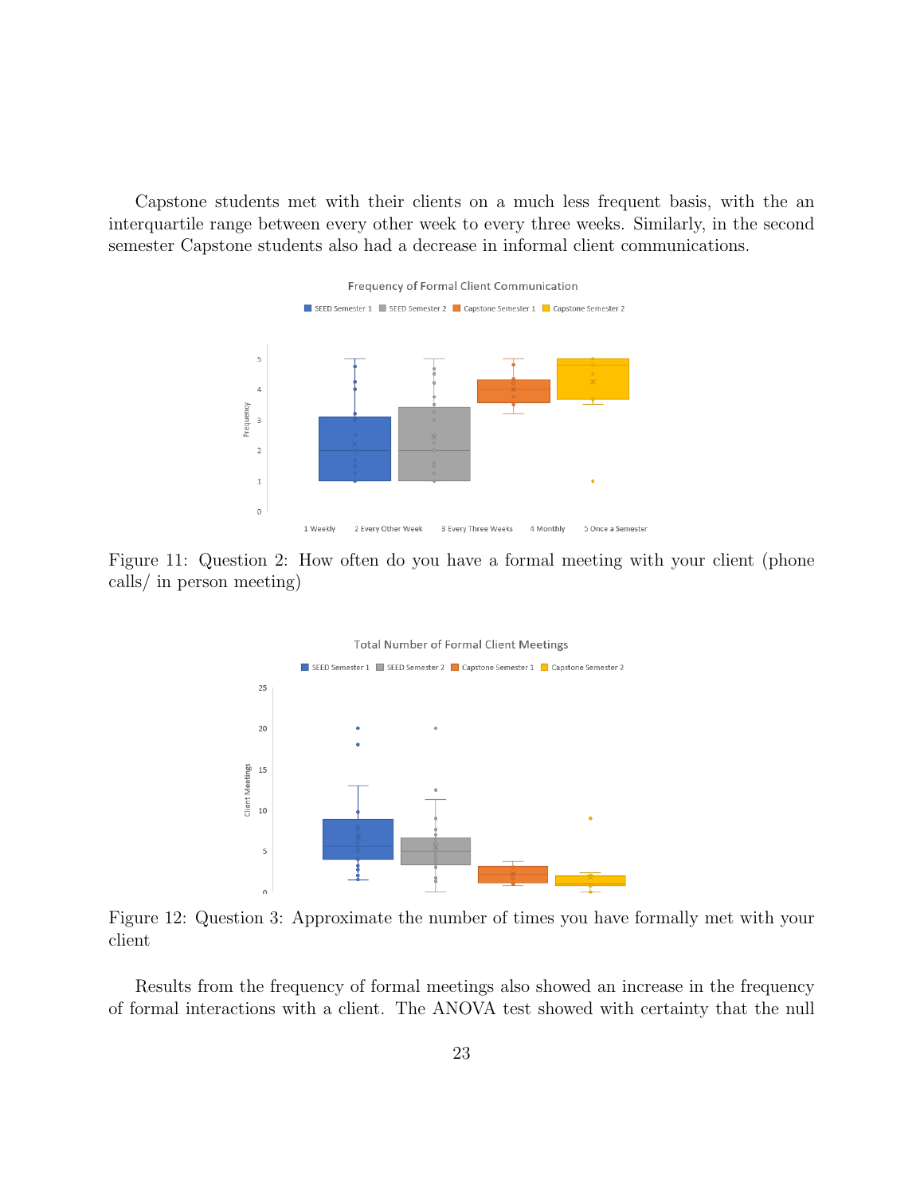Capstone students met with their clients on a much less frequent basis, with the an interquartile range between every other week to every three weeks. Similarly, in the second semester Capstone students also had a decrease in informal client communications.

Figure 11: Question 2: How often do you have a formal meeting with your client (phone calls/ in person meeting)

Figure 12: Question 3: Approximate the number of times you have formally met with your client

Results from the frequency of formal meetings also showed an increase in the frequency of formal interactions with a client. The ANOVA test showed with certainty that the null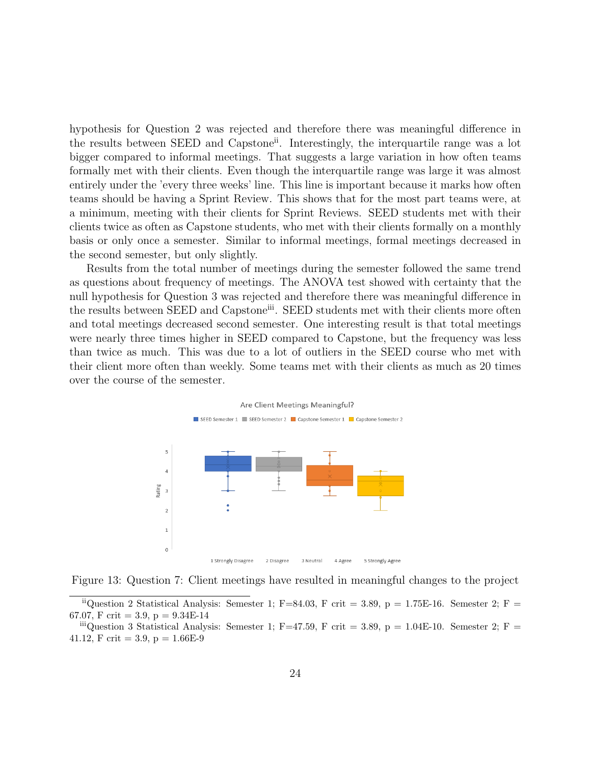hypothesis for Question 2 was rejected and therefore there was meaningful difference in the results between SEED and Capstone[ii]. Interestingly, the interquartile range was a lot bigger compared to informal meetings. That suggests a large variation in how often teams formally met with their clients. Even though the interquartile range was large it was almost entirely under the 'every three weeks' line. This line is important because it marks how often teams should be having a Sprint Review. This shows that for the most part teams were, at a minimum, meeting with their clients for Sprint Reviews. SEED students met with their clients twice as often as Capstone students, who met with their clients formally on a monthly basis or only once a semester. Similar to informal meetings, formal meetings decreased in the second semester, but only slightly.

Results from the total number of meetings during the semester followed the same trend as questions about frequency of meetings. The ANOVA test showed with certainty that the null hypothesis for Question 3 was rejected and therefore there was meaningful difference in the results between SEED and Capstone[iii]. SEED students met with their clients more often and total meetings decreased second semester. One interesting result is that total meetings were nearly three times higher in SEED compared to Capstone, but the frequency was less than twice as much. This was due to a lot of outliers in the SEED course who met with their client more often than weekly. Some teams met with their clients as much as 20 times over the course of the semester.

Figure 13: Question 7: Client meetings have resulted in meaningful changes to the project

[ii] Question 2 Statistical Analysis: Semester 1; F=84.03, F crit = 3.89, p = 1.75E-16. Semester 2; F = 67.07, F crit = 3.9, p = 9.34E-14

[iii] Question 3 Statistical Analysis: Semester 1; F=47.59, F crit = 3.89, p = 1.04E-10. Semester 2; F = 41.12, F crit = 3.9, p = 1.66E-9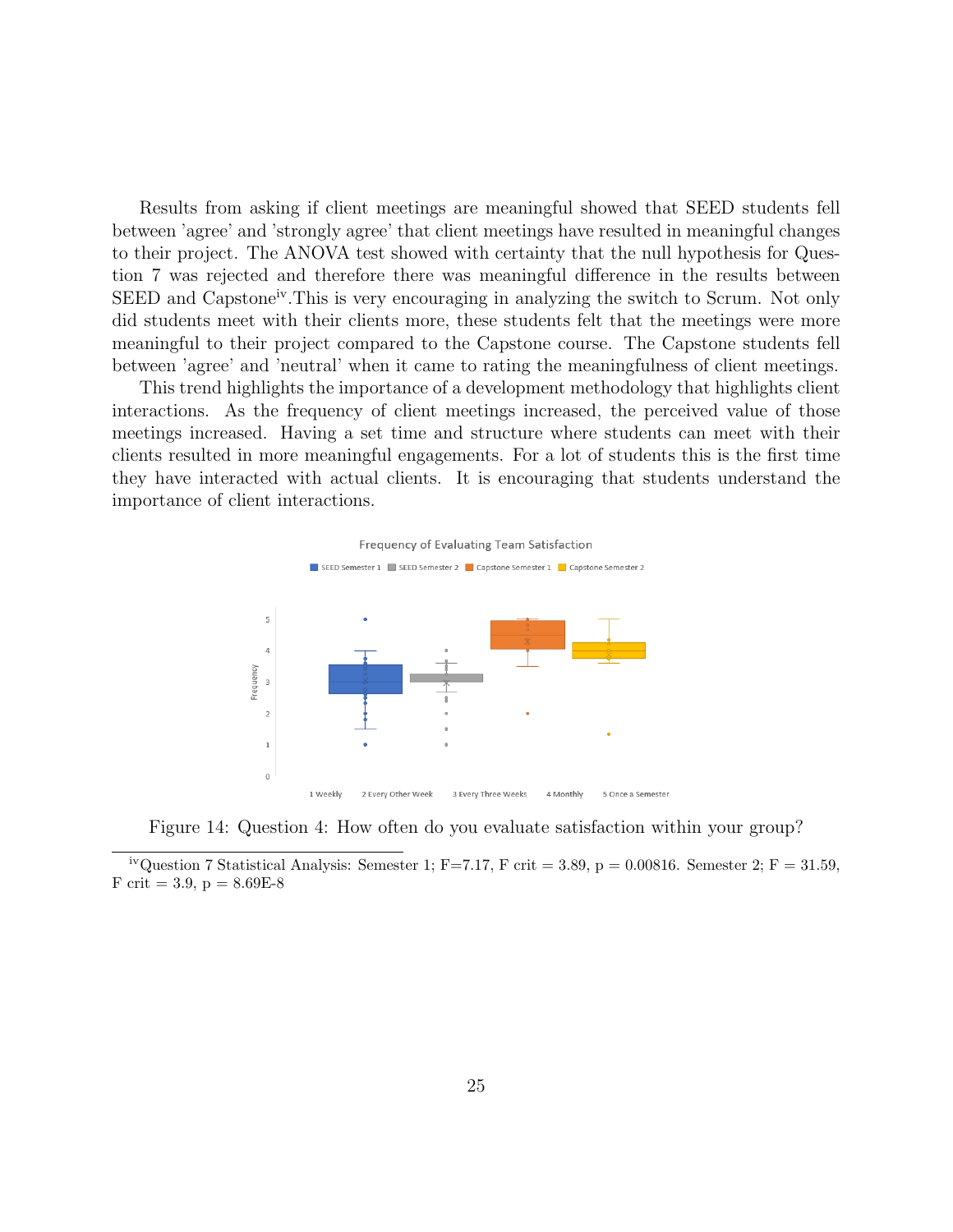Results from asking if client meetings are meaningful showed that SEED students fell between 'agree' and 'strongly agree' that client meetings have resulted in meaningful changes to their project. The ANOVA test showed with certainty that the null hypothesis for Question 7 was rejected and therefore there was meaningful difference in the results between SEED and Capstone[iv].This is very encouraging in analyzing the switch to Scrum. Not only did students meet with their clients more, these students felt that the meetings were more meaningful to their project compared to the Capstone course. The Capstone students fell between 'agree' and 'neutral' when it came to rating the meaningfulness of client meetings.

This trend highlights the importance of a development methodology that highlights client interactions. As the frequency of client meetings increased, the perceived value of those meetings increased. Having a set time and structure where students can meet with their clients resulted in more meaningful engagements. For a lot of students this is the first time they have interacted with actual clients. It is encouraging that students understand the importance of client interactions.

Figure 14: Question 4: How often do you evaluate satisfaction within your group?

[iv]Question 7 Statistical Analysis: Semester 1; F=7.17, F crit = 3.89, p = 0.00816. Semester 2; F = 31.59, F crit = 3.9, p = 8.69E-8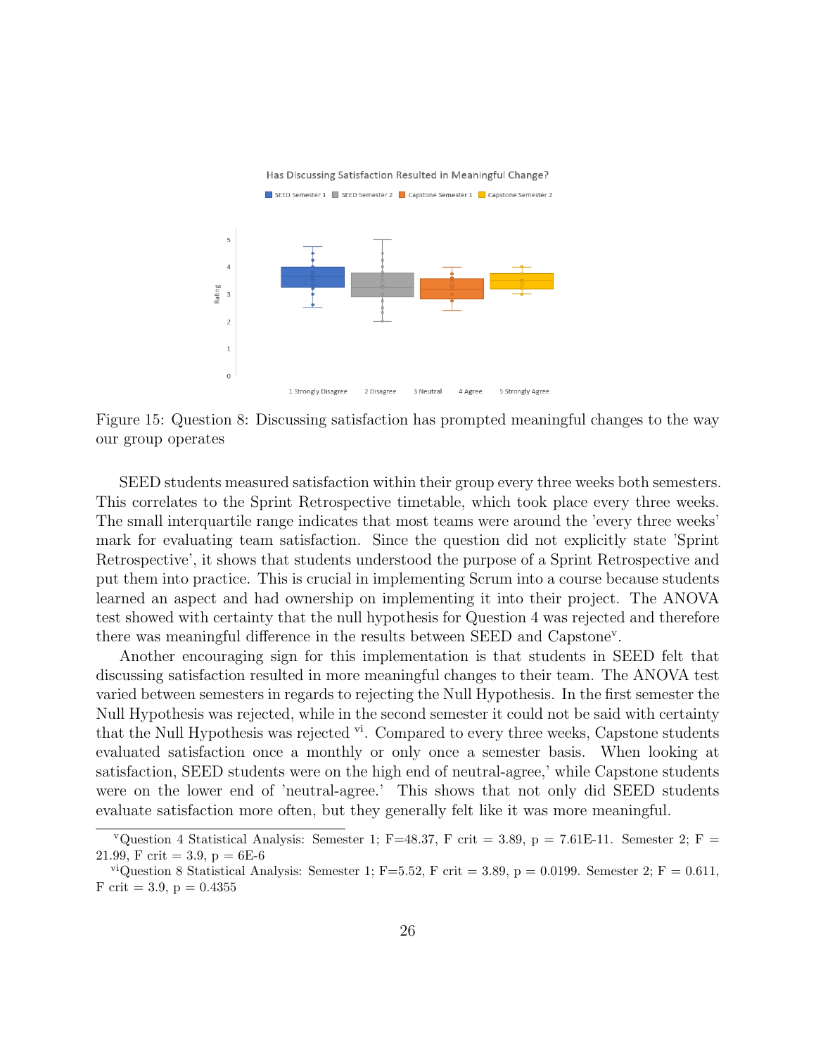Figure 15: Question 8: Discussing satisfaction has prompted meaningful changes to the way our group operates

SEED students measured satisfaction within their group every three weeks both semesters. This correlates to the Sprint Retrospective timetable, which took place every three weeks. The small interquartile range indicates that most teams were around the 'every three weeks' mark for evaluating team satisfaction. Since the question did not explicitly state 'Sprint Retrospective', it shows that students understood the purpose of a Sprint Retrospective and put them into practice. This is crucial in implementing Scrum into a course because students learned an aspect and had ownership on implementing it into their project. The ANOVA test showed with certainty that the null hypothesis for Question 4 was rejected and therefore there was meaningful difference in the results between SEED and Capstone[v].

Another encouraging sign for this implementation is that students in SEED felt that discussing satisfaction resulted in more meaningful changes to their team. The ANOVA test varied between semesters in regards to rejecting the Null Hypothesis. In the first semester the Null Hypothesis was rejected, while in the second semester it could not be said with certainty that the Null Hypothesis was rejected [vi]. Compared to every three weeks, Capstone students evaluated satisfaction once a monthly or only once a semester basis. When looking at satisfaction, SEED students were on the high end of neutral-agree,' while Capstone students were on the lower end of 'neutral-agree.' This shows that not only did SEED students evaluate satisfaction more often, but they generally felt like it was more meaningful.

---

[v] Question 4 Statistical Analysis: Semester 1; F=48.37, F crit = 3.89, p = 7.61E-11. Semester 2; F = 21.99, F crit = 3.9, p = 6E-6

[vi] Question 8 Statistical Analysis: Semester 1; F=5.52, F crit = 3.89, p = 0.0199. Semester 2; F = 0.611, F crit = 3.9, p = 0.4355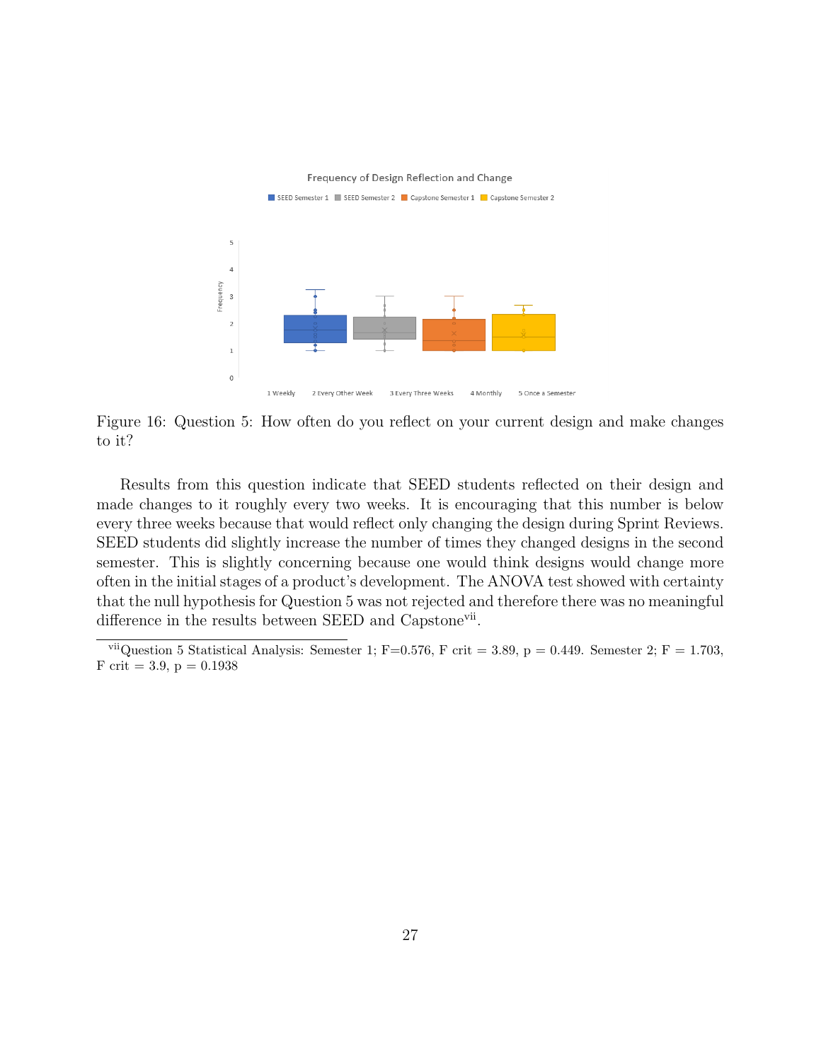Figure 16: Question 5: How often do you reflect on your current design and make changes to it?

Results from this question indicate that SEED students reflected on their design and made changes to it roughly every two weeks. It is encouraging that this number is below every three weeks because that would reflect only changing the design during Sprint Reviews. SEED students did slightly increase the number of times they changed designs in the second semester. This is slightly concerning because one would think designs would change more often in the initial stages of a product's development. The ANOVA test showed with certainty that the null hypothesis for Question 5 was not rejected and therefore there was no meaningful difference in the results between SEED and Capstone[vii].

[vii] Question 5 Statistical Analysis: Semester 1; $F=0.576$, $F$ crit $= 3.89$, $p = 0.449$. Semester 2; $F = 1.703$, $F$ crit $= 3.9$, $p = 0.1938$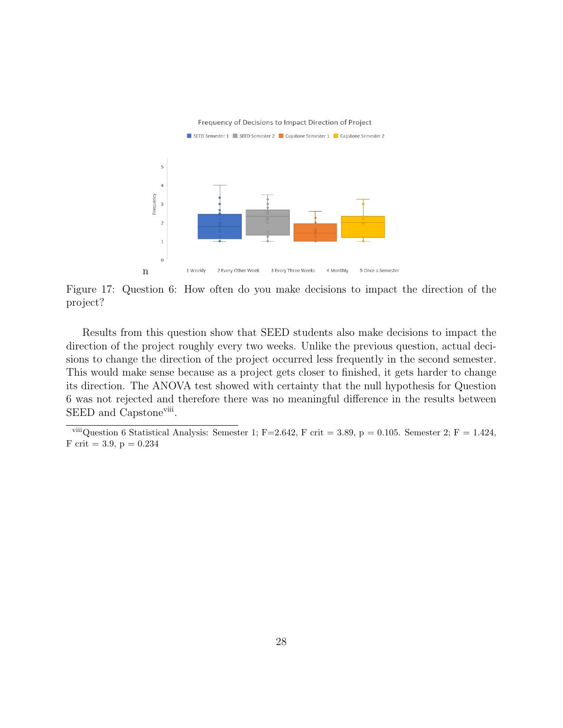Figure 17: Question 6: How often do you make decisions to impact the direction of the project?

Results from this question show that SEED students also make decisions to impact the direction of the project roughly every two weeks. Unlike the previous question, actual decisions to change the direction of the project occurred less frequently in the second semester. This would make sense because as a project gets closer to finished, it gets harder to change its direction. The ANOVA test showed with certainty that the null hypothesis for Question 6 was not rejected and therefore there was no meaningful difference in the results between SEED and Capstone[viii].

[viii] Question 6 Statistical Analysis: Semester 1; F=2.642, F crit = 3.89, p = 0.105. Semester 2; F = 1.424, F crit = 3.9, p = 0.234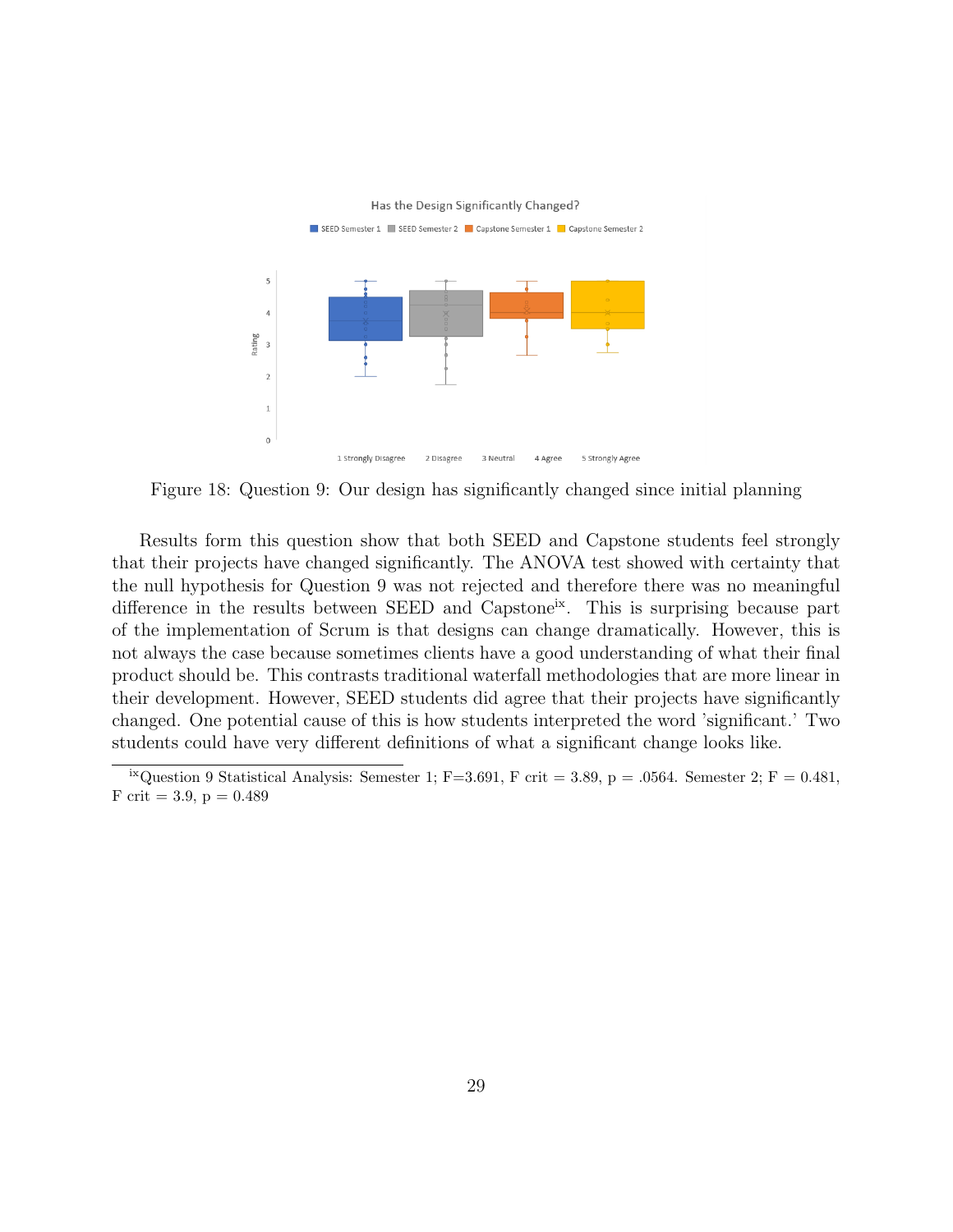Figure 18: Question 9: Our design has significantly changed since initial planning

Results form this question show that both SEED and Capstone students feel strongly that their projects have changed significantly. The ANOVA test showed with certainty that the null hypothesis for Question 9 was not rejected and therefore there was no meaningful difference in the results between SEED and Capstone[ix]. This is surprising because part of the implementation of Scrum is that designs can change dramatically. However, this is not always the case because sometimes clients have a good understanding of what their final product should be. This contrasts traditional waterfall methodologies that are more linear in their development. However, SEED students did agree that their projects have significantly changed. One potential cause of this is how students interpreted the word 'significant.' Two students could have very different definitions of what a significant change looks like.

[ix]Question 9 Statistical Analysis: Semester 1; $F=3.691$, F crit $= 3.89$, $p = .0564$. Semester 2; $F = 0.481$, F crit $= 3.9$, $p = 0.489$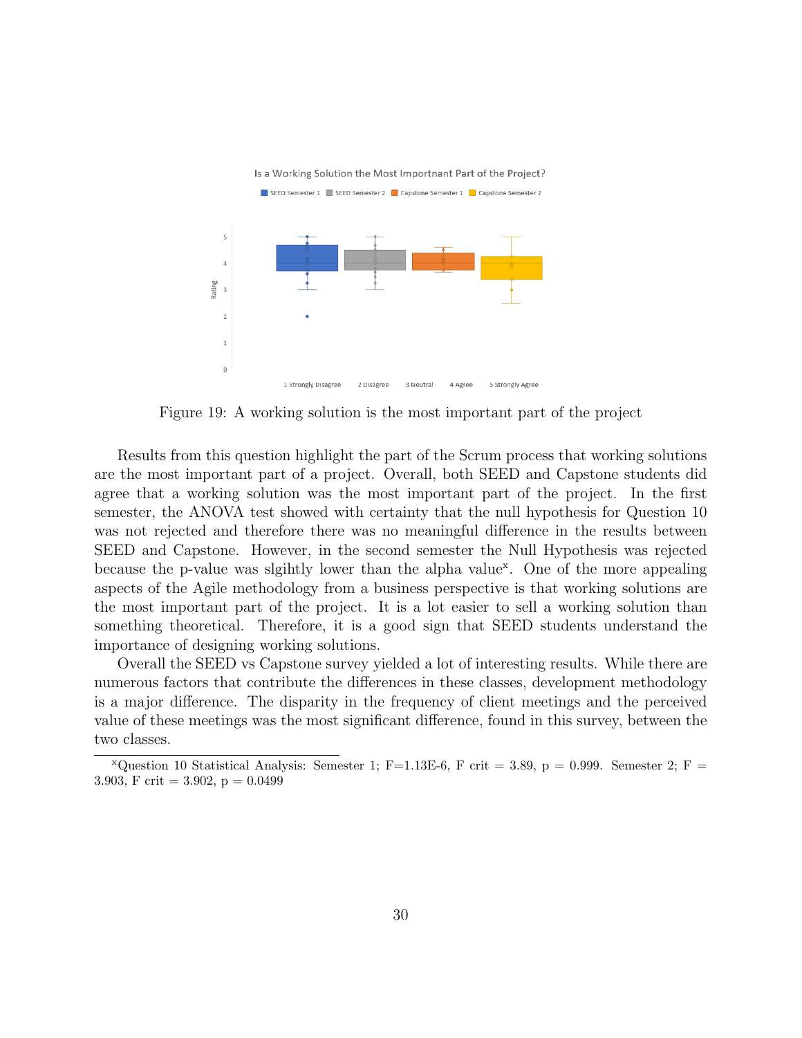Figure 19: A working solution is the most important part of the project

Results from this question highlight the part of the Scrum process that working solutions are the most important part of a project. Overall, both SEED and Capstone students did agree that a working solution was the most important part of the project. In the first semester, the ANOVA test showed with certainty that the null hypothesis for Question 10 was not rejected and therefore there was no meaningful difference in the results between SEED and Capstone. However, in the second semester the Null Hypothesis was rejected because the p-value was slgihtly lower than the alpha value[x]. One of the more appealing aspects of the Agile methodology from a business perspective is that working solutions are the most important part of the project. It is a lot easier to sell a working solution than something theoretical. Therefore, it is a good sign that SEED students understand the importance of designing working solutions.

Overall the SEED vs Capstone survey yielded a lot of interesting results. While there are numerous factors that contribute the differences in these classes, development methodology is a major difference. The disparity in the frequency of client meetings and the perceived value of these meetings was the most significant difference, found in this survey, between the two classes.

---

[x]Question 10 Statistical Analysis: Semester 1; F=1.13E-6, F crit = 3.89, p = 0.999. Semester 2; F = 3.903, F crit = 3.902, p = 0.0499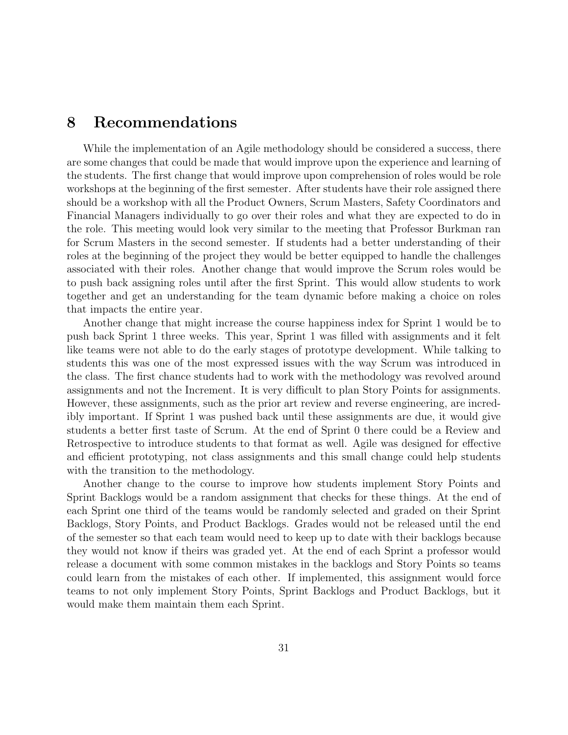# 8 Recommendations

While the implementation of an Agile methodology should be considered a success, there are some changes that could be made that would improve upon the experience and learning of the students. The first change that would improve upon comprehension of roles would be role workshops at the beginning of the first semester. After students have their role assigned there should be a workshop with all the Product Owners, Scrum Masters, Safety Coordinators and Financial Managers individually to go over their roles and what they are expected to do in the role. This meeting would look very similar to the meeting that Professor Burkman ran for Scrum Masters in the second semester. If students had a better understanding of their roles at the beginning of the project they would be better equipped to handle the challenges associated with their roles. Another change that would improve the Scrum roles would be to push back assigning roles until after the first Sprint. This would allow students to work together and get an understanding for the team dynamic before making a choice on roles that impacts the entire year.

Another change that might increase the course happiness index for Sprint 1 would be to push back Sprint 1 three weeks. This year, Sprint 1 was filled with assignments and it felt like teams were not able to do the early stages of prototype development. While talking to students this was one of the most expressed issues with the way Scrum was introduced in the class. The first chance students had to work with the methodology was revolved around assignments and not the Increment. It is very difficult to plan Story Points for assignments. However, these assignments, such as the prior art review and reverse engineering, are incredibly important. If Sprint 1 was pushed back until these assignments are due, it would give students a better first taste of Scrum. At the end of Sprint 0 there could be a Review and Retrospective to introduce students to that format as well. Agile was designed for effective and efficient prototyping, not class assignments and this small change could help students with the transition to the methodology.

Another change to the course to improve how students implement Story Points and Sprint Backlogs would be a random assignment that checks for these things. At the end of each Sprint one third of the teams would be randomly selected and graded on their Sprint Backlogs, Story Points, and Product Backlogs. Grades would not be released until the end of the semester so that each team would need to keep up to date with their backlogs because they would not know if theirs was graded yet. At the end of each Sprint a professor would release a document with some common mistakes in the backlogs and Story Points so teams could learn from the mistakes of each other. If implemented, this assignment would force teams to not only implement Story Points, Sprint Backlogs and Product Backlogs, but it would make them maintain them each Sprint.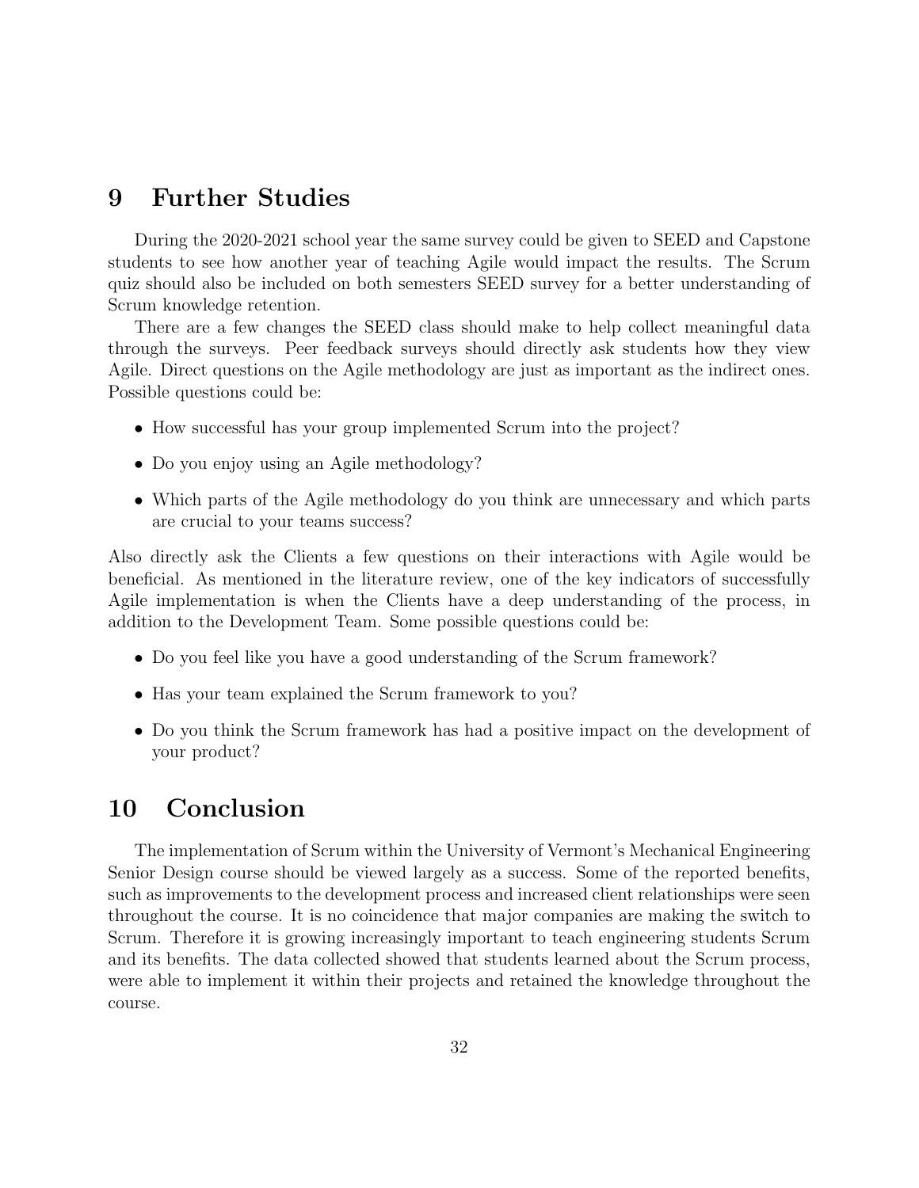# 9 Further Studies

During the 2020-2021 school year the same survey could be given to SEED and Capstone students to see how another year of teaching Agile would impact the results. The Scrum quiz should also be included on both semesters SEED survey for a better understanding of Scrum knowledge retention.

There are a few changes the SEED class should make to help collect meaningful data through the surveys. Peer feedback surveys should directly ask students how they view Agile. Direct questions on the Agile methodology are just as important as the indirect ones. Possible questions could be:

- How successful has your group implemented Scrum into the project?
- Do you enjoy using an Agile methodology?
- Which parts of the Agile methodology do you think are unnecessary and which parts are crucial to your teams success?

Also directly ask the Clients a few questions on their interactions with Agile would be beneficial. As mentioned in the literature review, one of the key indicators of successfully Agile implementation is when the Clients have a deep understanding of the process, in addition to the Development Team. Some possible questions could be:

- Do you feel like you have a good understanding of the Scrum framework?
- Has your team explained the Scrum framework to you?
- Do you think the Scrum framework has had a positive impact on the development of your product?

# 10 Conclusion

The implementation of Scrum within the University of Vermont's Mechanical Engineering Senior Design course should be viewed largely as a success. Some of the reported benefits, such as improvements to the development process and increased client relationships were seen throughout the course. It is no coincidence that major companies are making the switch to Scrum. Therefore it is growing increasingly important to teach engineering students Scrum and its benefits. The data collected showed that students learned about the Scrum process, were able to implement it within their projects and retained the knowledge throughout the course.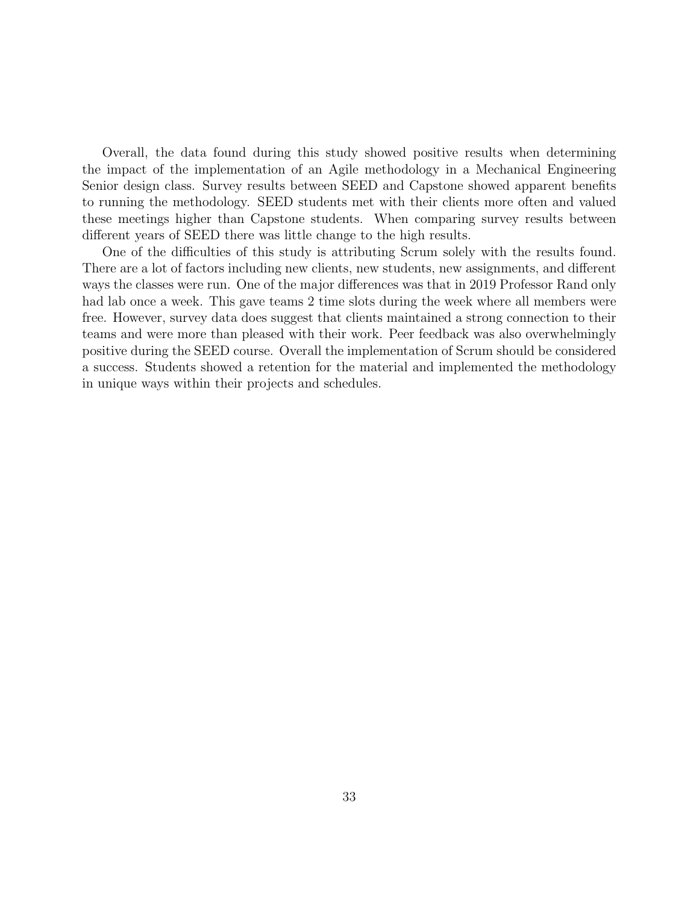Overall, the data found during this study showed positive results when determining the impact of the implementation of an Agile methodology in a Mechanical Engineering Senior design class. Survey results between SEED and Capstone showed apparent benefits to running the methodology. SEED students met with their clients more often and valued these meetings higher than Capstone students. When comparing survey results between different years of SEED there was little change to the high results.

One of the difficulties of this study is attributing Scrum solely with the results found. There are a lot of factors including new clients, new students, new assignments, and different ways the classes were run. One of the major differences was that in 2019 Professor Rand only had lab once a week. This gave teams 2 time slots during the week where all members were free. However, survey data does suggest that clients maintained a strong connection to their teams and were more than pleased with their work. Peer feedback was also overwhelmingly positive during the SEED course. Overall the implementation of Scrum should be considered a success. Students showed a retention for the material and implemented the methodology in unique ways within their projects and schedules.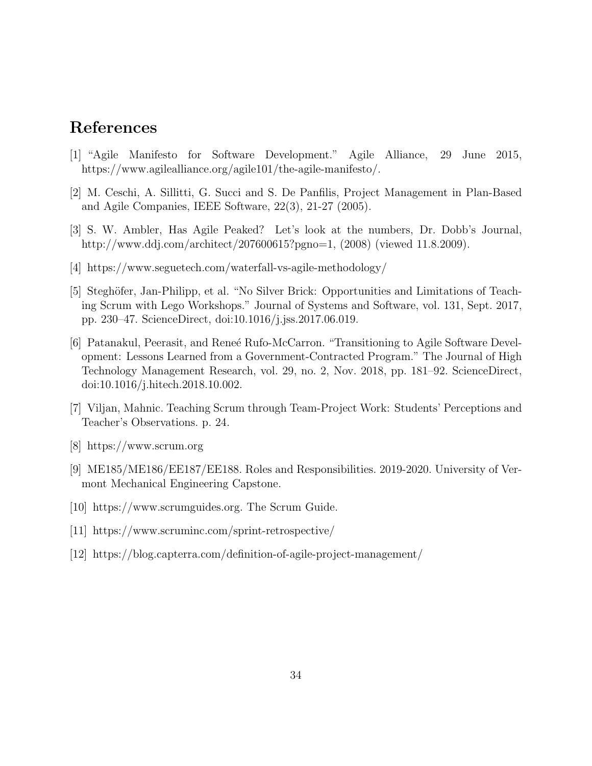# References

[1] "Agile Manifesto for Software Development." Agile Alliance, 29 June 2015, https://www.agilealliance.org/agile101/the-agile-manifesto/.

[2] M. Ceschi, A. Sillitti, G. Succi and S. De Panfilis, Project Management in Plan-Based and Agile Companies, IEEE Software, 22(3), 21-27 (2005).

[3] S. W. Ambler, Has Agile Peaked? Let's look at the numbers, Dr. Dobb's Journal, http://www.ddj.com/architect/207600615?pgno=1, (2008) (viewed 11.8.2009).

[4] https://www.seguetech.com/waterfall-vs-agile-methodology/

[5] Steghöfer, Jan-Philipp, et al. "No Silver Brick: Opportunities and Limitations of Teaching Scrum with Lego Workshops." Journal of Systems and Software, vol. 131, Sept. 2017, pp. 230–47. ScienceDirect, doi:10.1016/j.jss.2017.06.019.

[6] Patanakul, Peerasit, and Reneé Rufo-McCarron. "Transitioning to Agile Software Development: Lessons Learned from a Government-Contracted Program." The Journal of High Technology Management Research, vol. 29, no. 2, Nov. 2018, pp. 181–92. ScienceDirect, doi:10.1016/j.hitech.2018.10.002.

[7] Viljan, Mahnic. Teaching Scrum through Team-Project Work: Students' Perceptions and Teacher's Observations. p. 24.

[8] https://www.scrum.org

[9] ME185/ME186/EE187/EE188. Roles and Responsibilities. 2019-2020. University of Vermont Mechanical Engineering Capstone.

[10] https://www.scrumguides.org. The Scrum Guide.

[11] https://www.scruminc.com/sprint-retrospective/

[12] https://blog.capterra.com/definition-of-agile-project-management/